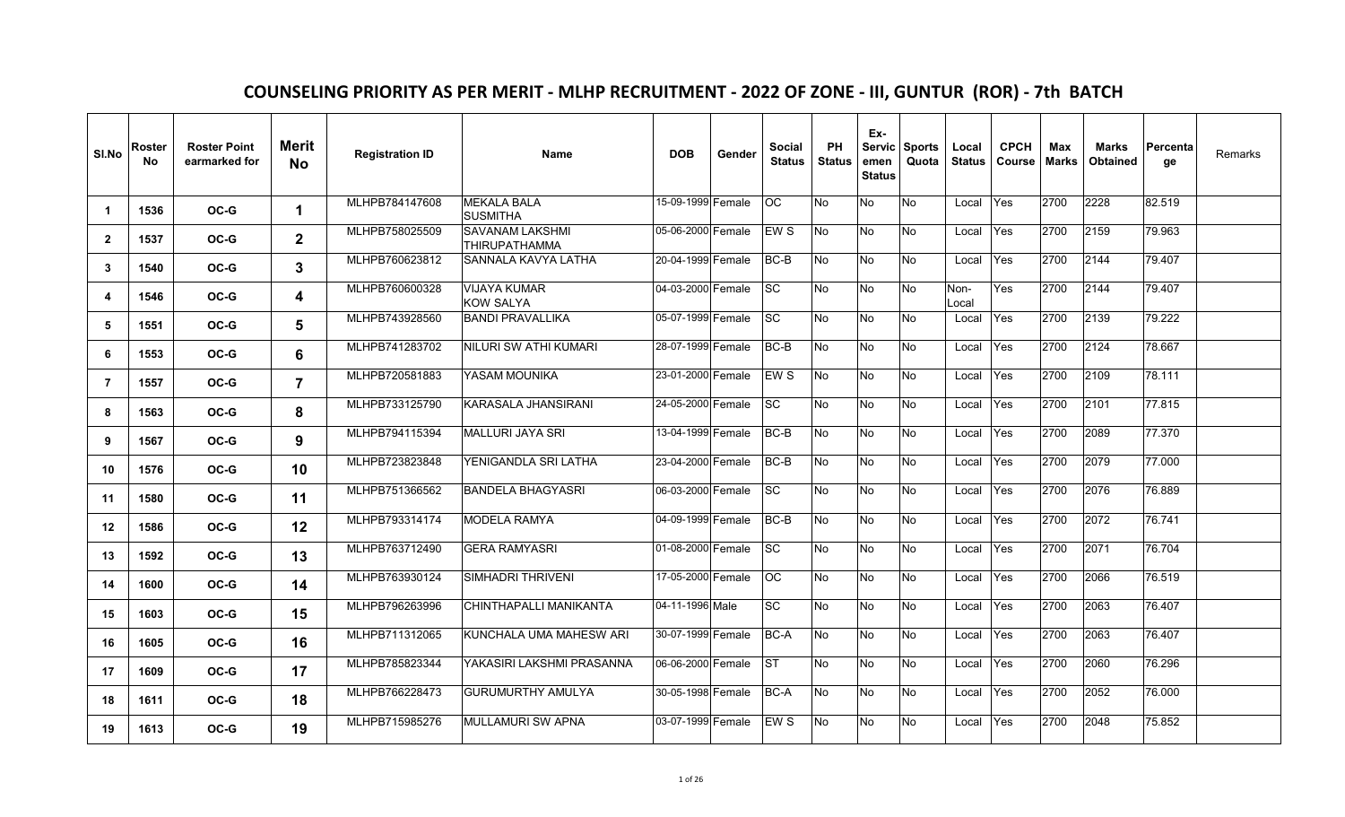# COUNSELING PRIORITY AS PER MERIT - MLHP RECRUITMENT - 2022 OF ZONE - III, GUNTUR (ROR) - 7th BATCH

| Sl.No | Roster No | Roster Point earmarked for | Merit No | Registration ID | Name | DOB | Gender | Social Status | PH Status | Ex-Servicemen Status | Sports Quota | Local Status | CPCH Course | Max Marks | Marks Obtained | Percentage | Remarks |
|---|---|---|---|---|---|---|---|---|---|---|---|---|---|---|---|---|---|
| 1 | 1536 | OC-G | 1 | MLHPB784147608 | MEKALA BALA SUSMITHA | 15-09-1999 | Female | OC | No | No | No | Local | Yes | 2700 | 2228 | 82.519 | |
| 2 | 1537 | OC-G | 2 | MLHPB758025509 | SAVANAM LAKSHMI THIRUPATHAMMA | 05-06-2000 | Female | EW S | No | No | No | Local | Yes | 2700 | 2159 | 79.963 | |
| 3 | 1540 | OC-G | 3 | MLHPB760623812 | SANNALA KAVYA LATHA | 20-04-1999 | Female | BC-B | No | No | No | Local | Yes | 2700 | 2144 | 79.407 | |
| 4 | 1546 | OC-G | 4 | MLHPB760600328 | VIJAYA KUMAR KOW SALYA | 04-03-2000 | Female | SC | No | No | No | Non-Local | Yes | 2700 | 2144 | 79.407 | |
| 5 | 1551 | OC-G | 5 | MLHPB743928560 | BANDI PRAVALLIKA | 05-07-1999 | Female | SC | No | No | No | Local | Yes | 2700 | 2139 | 79.222 | |
| 6 | 1553 | OC-G | 6 | MLHPB741283702 | NILURI SW ATHI KUMARI | 28-07-1999 | Female | BC-B | No | No | No | Local | Yes | 2700 | 2124 | 78.667 | |
| 7 | 1557 | OC-G | 7 | MLHPB720581883 | YASAM MOUNIKA | 23-01-2000 | Female | EW S | No | No | No | Local | Yes | 2700 | 2109 | 78.111 | |
| 8 | 1563 | OC-G | 8 | MLHPB733125790 | KARASALA JHANSIRANI | 24-05-2000 | Female | SC | No | No | No | Local | Yes | 2700 | 2101 | 77.815 | |
| 9 | 1567 | OC-G | 9 | MLHPB794115394 | MALLURI JAYA SRI | 13-04-1999 | Female | BC-B | No | No | No | Local | Yes | 2700 | 2089 | 77.370 | |
| 10 | 1576 | OC-G | 10 | MLHPB723823848 | YENIGANDLA SRI LATHA | 23-04-2000 | Female | BC-B | No | No | No | Local | Yes | 2700 | 2079 | 77.000 | |
| 11 | 1580 | OC-G | 11 | MLHPB751366562 | BANDELA BHAGYASRI | 06-03-2000 | Female | SC | No | No | No | Local | Yes | 2700 | 2076 | 76.889 | |
| 12 | 1586 | OC-G | 12 | MLHPB793314174 | MODELA RAMYA | 04-09-1999 | Female | BC-B | No | No | No | Local | Yes | 2700 | 2072 | 76.741 | |
| 13 | 1592 | OC-G | 13 | MLHPB763712490 | GERA RAMYASRI | 01-08-2000 | Female | SC | No | No | No | Local | Yes | 2700 | 2071 | 76.704 | |
| 14 | 1600 | OC-G | 14 | MLHPB763930124 | SIMHADRI THRIVENI | 17-05-2000 | Female | OC | No | No | No | Local | Yes | 2700 | 2066 | 76.519 | |
| 15 | 1603 | OC-G | 15 | MLHPB796263996 | CHINTHAPALLI MANIKANTA | 04-11-1996 | Male | SC | No | No | No | Local | Yes | 2700 | 2063 | 76.407 | |
| 16 | 1605 | OC-G | 16 | MLHPB711312065 | KUNCHALA UMA MAHESW ARI | 30-07-1999 | Female | BC-A | No | No | No | Local | Yes | 2700 | 2063 | 76.407 | |
| 17 | 1609 | OC-G | 17 | MLHPB785823344 | YAKASIRI LAKSHMI PRASANNA | 06-06-2000 | Female | ST | No | No | No | Local | Yes | 2700 | 2060 | 76.296 | |
| 18 | 1611 | OC-G | 18 | MLHPB766228473 | GURUMURTHY AMULYA | 30-05-1998 | Female | BC-A | No | No | No | Local | Yes | 2700 | 2052 | 76.000 | |
| 19 | 1613 | OC-G | 19 | MLHPB715985276 | MULLAMURI SW APNA | 03-07-1999 | Female | EW S | No | No | No | Local | Yes | 2700 | 2048 | 75.852 | |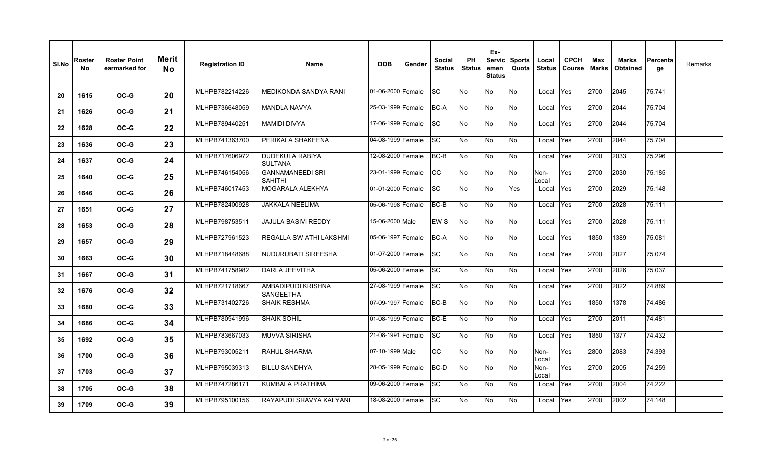| Sl.No | Roster No | Roster Point earmarked for | Merit No | Registration ID | Name | DOB | Gender | Social Status | PH Status | Ex-Servicemen Status | Sports Quota | Local Status | CPCH Course | Max Marks | Marks Obtained | Percentage | Remarks |
|---|---|---|---|---|---|---|---|---|---|---|---|---|---|---|---|---|---|
| 20 | 1615 | OC-G | 20 | MLHPB782214226 | MEDIKONDA SANDYA RANI | 01-06-2000 | Female | SC | No | No | No | Local | Yes | 2700 | 2045 | 75.741 | |
| 21 | 1626 | OC-G | 21 | MLHPB736648059 | MANDLA NAVYA | 25-03-1999 | Female | BC-A | No | No | No | Local | Yes | 2700 | 2044 | 75.704 | |
| 22 | 1628 | OC-G | 22 | MLHPB789440251 | MAMIDI DIVYA | 17-06-1999 | Female | SC | No | No | No | Local | Yes | 2700 | 2044 | 75.704 | |
| 23 | 1636 | OC-G | 23 | MLHPB741363700 | PERIKALA SHAKEENA | 04-08-1999 | Female | SC | No | No | No | Local | Yes | 2700 | 2044 | 75.704 | |
| 24 | 1637 | OC-G | 24 | MLHPB717606972 | DUDEKULA RABIYA SULTANA | 12-08-2000 | Female | BC-B | No | No | No | Local | Yes | 2700 | 2033 | 75.296 | |
| 25 | 1640 | OC-G | 25 | MLHPB746154056 | GANNAMANEEDI SRI SAHITHI | 23-01-1999 | Female | OC | No | No | No | Non-Local | Yes | 2700 | 2030 | 75.185 | |
| 26 | 1646 | OC-G | 26 | MLHPB746017453 | MOGARALA ALEKHYA | 01-01-2000 | Female | SC | No | No | Yes | Local | Yes | 2700 | 2029 | 75.148 | |
| 27 | 1651 | OC-G | 27 | MLHPB782400928 | JAKKALA NEELIMA | 05-06-1998 | Female | BC-B | No | No | No | Local | Yes | 2700 | 2028 | 75.111 | |
| 28 | 1653 | OC-G | 28 | MLHPB798753511 | JAJULA BASIVI REDDY | 15-06-2000 | Male | EW S | No | No | No | Local | Yes | 2700 | 2028 | 75.111 | |
| 29 | 1657 | OC-G | 29 | MLHPB727961523 | REGALLA SW ATHI LAKSHMI | 05-06-1997 | Female | BC-A | No | No | No | Local | Yes | 1850 | 1389 | 75.081 | |
| 30 | 1663 | OC-G | 30 | MLHPB718448688 | NUDURUBATI SIREESHA | 01-07-2000 | Female | SC | No | No | No | Local | Yes | 2700 | 2027 | 75.074 | |
| 31 | 1667 | OC-G | 31 | MLHPB741758982 | DARLA JEEVITHA | 05-06-2000 | Female | SC | No | No | No | Local | Yes | 2700 | 2026 | 75.037 | |
| 32 | 1676 | OC-G | 32 | MLHPB721718667 | AMBADIPUDI KRISHNA SANGEETHA | 27-08-1999 | Female | SC | No | No | No | Local | Yes | 2700 | 2022 | 74.889 | |
| 33 | 1680 | OC-G | 33 | MLHPB731402726 | SHAIK RESHMA | 07-09-1997 | Female | BC-B | No | No | No | Local | Yes | 1850 | 1378 | 74.486 | |
| 34 | 1686 | OC-G | 34 | MLHPB780941996 | SHAIK SOHIL | 01-08-1999 | Female | BC-E | No | No | No | Local | Yes | 2700 | 2011 | 74.481 | |
| 35 | 1692 | OC-G | 35 | MLHPB783667033 | MUVVA SIRISHA | 21-08-1991 | Female | SC | No | No | No | Local | Yes | 1850 | 1377 | 74.432 | |
| 36 | 1700 | OC-G | 36 | MLHPB793005211 | RAHUL SHARMA | 07-10-1999 | Male | OC | No | No | No | Non-Local | Yes | 2800 | 2083 | 74.393 | |
| 37 | 1703 | OC-G | 37 | MLHPB795039313 | BILLU SANDHYA | 28-05-1999 | Female | BC-D | No | No | No | Non-Local | Yes | 2700 | 2005 | 74.259 | |
| 38 | 1705 | OC-G | 38 | MLHPB747286171 | KUMBALA PRATHIMA | 09-06-2000 | Female | SC | No | No | No | Local | Yes | 2700 | 2004 | 74.222 | |
| 39 | 1709 | OC-G | 39 | MLHPB795100156 | RAYAPUDI SRAVYA KALYANI | 18-08-2000 | Female | SC | No | No | No | Local | Yes | 2700 | 2002 | 74.148 | |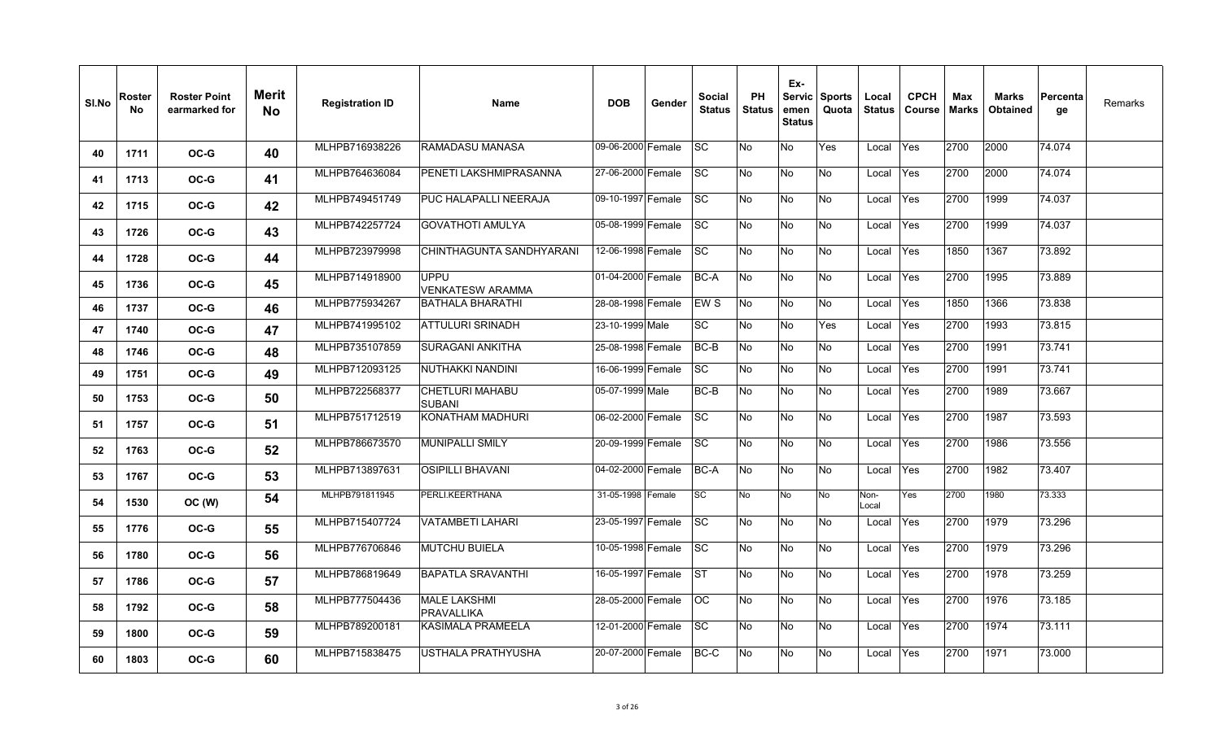| Sl.No | Roster No | Roster Point earmarked for | Merit No | Registration ID | Name | DOB | Gender | Social Status | PH Status | Ex-Servicemen Status | Sports Quota | Local Status | CPCH Course | Max Marks | Marks Obtained | Percentage | Remarks |
|---|---|---|---|---|---|---|---|---|---|---|---|---|---|---|---|---|---|
| 40 | 1711 | OC-G | 40 | MLHPB716938226 | RAMADASU MANASA | 09-06-2000 | Female | SC | No | No | Yes | Local | Yes | 2700 | 2000 | 74.074 | |
| 41 | 1713 | OC-G | 41 | MLHPB764636084 | PENETI LAKSHMIPRASANNA | 27-06-2000 | Female | SC | No | No | No | Local | Yes | 2700 | 2000 | 74.074 | |
| 42 | 1715 | OC-G | 42 | MLHPB749451749 | PUC HALAPALLI NEERAJA | 09-10-1997 | Female | SC | No | No | No | Local | Yes | 2700 | 1999 | 74.037 | |
| 43 | 1726 | OC-G | 43 | MLHPB742257724 | GOVATHOTI AMULYA | 05-08-1999 | Female | SC | No | No | No | Local | Yes | 2700 | 1999 | 74.037 | |
| 44 | 1728 | OC-G | 44 | MLHPB723979998 | CHINTHAGUNTA SANDHYARANI | 12-06-1998 | Female | SC | No | No | No | Local | Yes | 1850 | 1367 | 73.892 | |
| 45 | 1736 | OC-G | 45 | MLHPB714918900 | UPPU VENKATESW ARAMMA | 01-04-2000 | Female | BC-A | No | No | No | Local | Yes | 2700 | 1995 | 73.889 | |
| 46 | 1737 | OC-G | 46 | MLHPB775934267 | BATHALA BHARATHI | 28-08-1998 | Female | EW S | No | No | No | Local | Yes | 1850 | 1366 | 73.838 | |
| 47 | 1740 | OC-G | 47 | MLHPB741995102 | ATTULURI SRINADH | 23-10-1999 | Male | SC | No | No | Yes | Local | Yes | 2700 | 1993 | 73.815 | |
| 48 | 1746 | OC-G | 48 | MLHPB735107859 | SURAGANI ANKITHA | 25-08-1998 | Female | BC-B | No | No | No | Local | Yes | 2700 | 1991 | 73.741 | |
| 49 | 1751 | OC-G | 49 | MLHPB712093125 | NUTHAKKI NANDINI | 16-06-1999 | Female | SC | No | No | No | Local | Yes | 2700 | 1991 | 73.741 | |
| 50 | 1753 | OC-G | 50 | MLHPB722568377 | CHETLURI MAHABU SUBANI | 05-07-1999 | Male | BC-B | No | No | No | Local | Yes | 2700 | 1989 | 73.667 | |
| 51 | 1757 | OC-G | 51 | MLHPB751712519 | KONATHAM MADHURI | 06-02-2000 | Female | SC | No | No | No | Local | Yes | 2700 | 1987 | 73.593 | |
| 52 | 1763 | OC-G | 52 | MLHPB786673570 | MUNIPALLI SMILY | 20-09-1999 | Female | SC | No | No | No | Local | Yes | 2700 | 1986 | 73.556 | |
| 53 | 1767 | OC-G | 53 | MLHPB713897631 | OSIPILLI BHAVANI | 04-02-2000 | Female | BC-A | No | No | No | Local | Yes | 2700 | 1982 | 73.407 | |
| 54 | 1530 | OC (W) | 54 | MLHPB791811945 | PERLI.KEERTHANA | 31-05-1998 | Female | SC | No | No | No | Non-Local | Yes | 2700 | 1980 | 73.333 | |
| 55 | 1776 | OC-G | 55 | MLHPB715407724 | VATAMBETI LAHARI | 23-05-1997 | Female | SC | No | No | No | Local | Yes | 2700 | 1979 | 73.296 | |
| 56 | 1780 | OC-G | 56 | MLHPB776706846 | MUTCHU BUIELA | 10-05-1998 | Female | SC | No | No | No | Local | Yes | 2700 | 1979 | 73.296 | |
| 57 | 1786 | OC-G | 57 | MLHPB786819649 | BAPATLA SRAVANTHI | 16-05-1997 | Female | ST | No | No | No | Local | Yes | 2700 | 1978 | 73.259 | |
| 58 | 1792 | OC-G | 58 | MLHPB777504436 | MALE LAKSHMI PRAVALLIKA | 28-05-2000 | Female | OC | No | No | No | Local | Yes | 2700 | 1976 | 73.185 | |
| 59 | 1800 | OC-G | 59 | MLHPB789200181 | KASIMALA PRAMEELA | 12-01-2000 | Female | SC | No | No | No | Local | Yes | 2700 | 1974 | 73.111 | |
| 60 | 1803 | OC-G | 60 | MLHPB715838475 | USTHALA PRATHYUSHA | 20-07-2000 | Female | BC-C | No | No | No | Local | Yes | 2700 | 1971 | 73.000 | |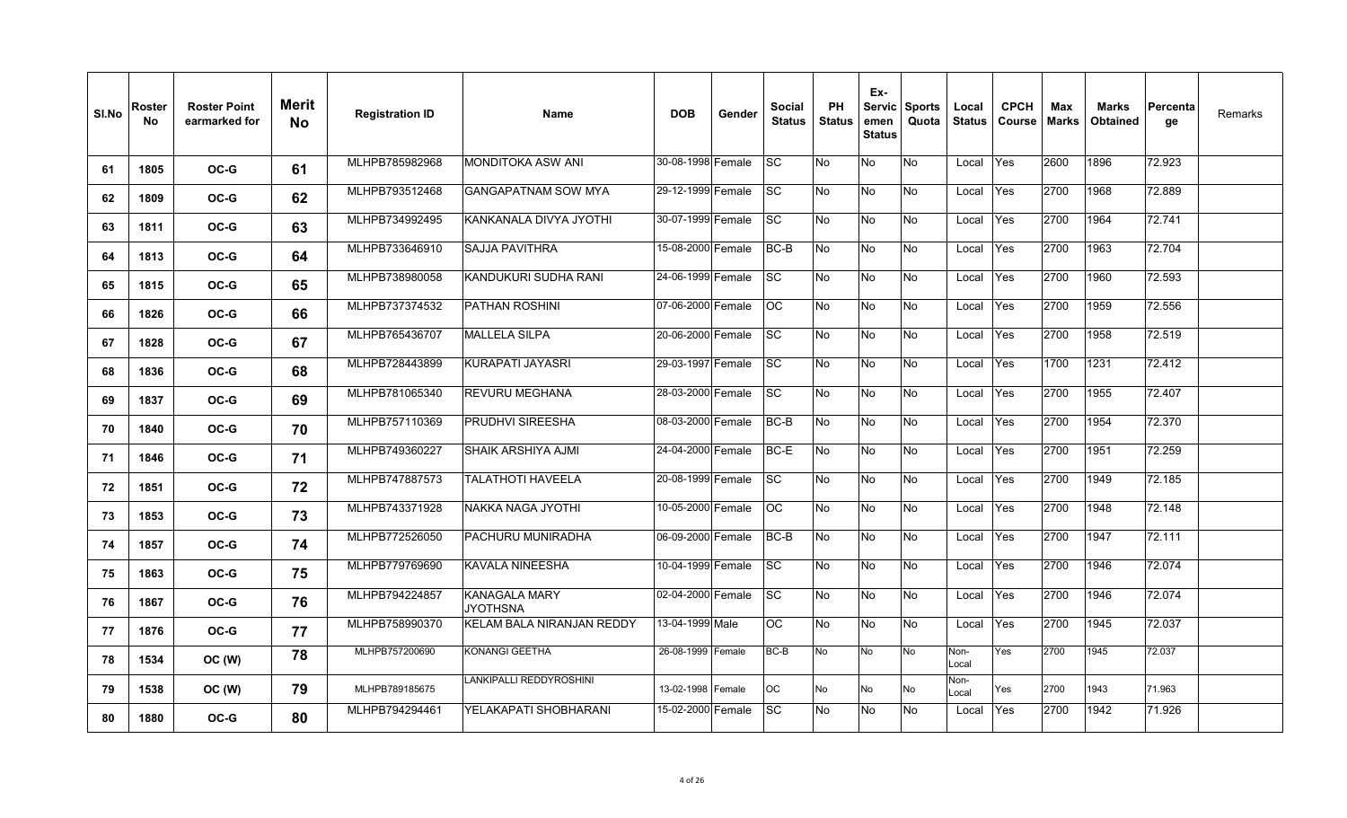| Sl.No | Roster No | Roster Point earmarked for | Merit No | Registration ID | Name | DOB | Gender | Social Status | PH Status | Ex-Servicemen Status | Sports Quota | Local Status | CPCH Course | Max Marks | Marks Obtained | Percentage | Remarks |
|---|---|---|---|---|---|---|---|---|---|---|---|---|---|---|---|---|---|
| 61 | 1805 | OC-G | 61 | MLHPB785982968 | MONDITOKA ASW ANI | 30-08-1998 | Female | SC | No | No | No | Local | Yes | 2600 | 1896 | 72.923 | |
| 62 | 1809 | OC-G | 62 | MLHPB793512468 | GANGAPATNAM SOW MYA | 29-12-1999 | Female | SC | No | No | No | Local | Yes | 2700 | 1968 | 72.889 | |
| 63 | 1811 | OC-G | 63 | MLHPB734992495 | KANKANALA DIVYA JYOTHI | 30-07-1999 | Female | SC | No | No | No | Local | Yes | 2700 | 1964 | 72.741 | |
| 64 | 1813 | OC-G | 64 | MLHPB733646910 | SAJJA PAVITHRA | 15-08-2000 | Female | BC-B | No | No | No | Local | Yes | 2700 | 1963 | 72.704 | |
| 65 | 1815 | OC-G | 65 | MLHPB738980058 | KANDUKURI SUDHA RANI | 24-06-1999 | Female | SC | No | No | No | Local | Yes | 2700 | 1960 | 72.593 | |
| 66 | 1826 | OC-G | 66 | MLHPB737374532 | PATHAN ROSHINI | 07-06-2000 | Female | OC | No | No | No | Local | Yes | 2700 | 1959 | 72.556 | |
| 67 | 1828 | OC-G | 67 | MLHPB765436707 | MALLELA SILPA | 20-06-2000 | Female | SC | No | No | No | Local | Yes | 2700 | 1958 | 72.519 | |
| 68 | 1836 | OC-G | 68 | MLHPB728443899 | KURAPATI JAYASRI | 29-03-1997 | Female | SC | No | No | No | Local | Yes | 1700 | 1231 | 72.412 | |
| 69 | 1837 | OC-G | 69 | MLHPB781065340 | REVURU MEGHANA | 28-03-2000 | Female | SC | No | No | No | Local | Yes | 2700 | 1955 | 72.407 | |
| 70 | 1840 | OC-G | 70 | MLHPB757110369 | PRUDHVI SIREESHA | 08-03-2000 | Female | BC-B | No | No | No | Local | Yes | 2700 | 1954 | 72.370 | |
| 71 | 1846 | OC-G | 71 | MLHPB749360227 | SHAIK ARSHIYA AJMI | 24-04-2000 | Female | BC-E | No | No | No | Local | Yes | 2700 | 1951 | 72.259 | |
| 72 | 1851 | OC-G | 72 | MLHPB747887573 | TALATHOTI HAVEELA | 20-08-1999 | Female | SC | No | No | No | Local | Yes | 2700 | 1949 | 72.185 | |
| 73 | 1853 | OC-G | 73 | MLHPB743371928 | NAKKA NAGA JYOTHI | 10-05-2000 | Female | OC | No | No | No | Local | Yes | 2700 | 1948 | 72.148 | |
| 74 | 1857 | OC-G | 74 | MLHPB772526050 | PACHURU MUNIRADHA | 06-09-2000 | Female | BC-B | No | No | No | Local | Yes | 2700 | 1947 | 72.111 | |
| 75 | 1863 | OC-G | 75 | MLHPB779769690 | KAVALA NINEESHA | 10-04-1999 | Female | SC | No | No | No | Local | Yes | 2700 | 1946 | 72.074 | |
| 76 | 1867 | OC-G | 76 | MLHPB794224857 | KANAGALA MARY JYOTHSNA | 02-04-2000 | Female | SC | No | No | No | Local | Yes | 2700 | 1946 | 72.074 | |
| 77 | 1876 | OC-G | 77 | MLHPB758990370 | KELAM BALA NIRANJAN REDDY | 13-04-1999 | Male | OC | No | No | No | Local | Yes | 2700 | 1945 | 72.037 | |
| 78 | 1534 | OC (W) | 78 | MLHPB757200690 | KONANGI GEETHA | 26-08-1999 | Female | BC-B | No | No | No | Non-Local | Yes | 2700 | 1945 | 72.037 | |
| 79 | 1538 | OC (W) | 79 | MLHPB789185675 | LANKIPALLI REDDYROSHINI | 13-02-1998 | Female | OC | No | No | No | Non-Local | Yes | 2700 | 1943 | 71.963 | |
| 80 | 1880 | OC-G | 80 | MLHPB794294461 | YELAKAPATI SHOBHARANI | 15-02-2000 | Female | SC | No | No | No | Local | Yes | 2700 | 1942 | 71.926 | |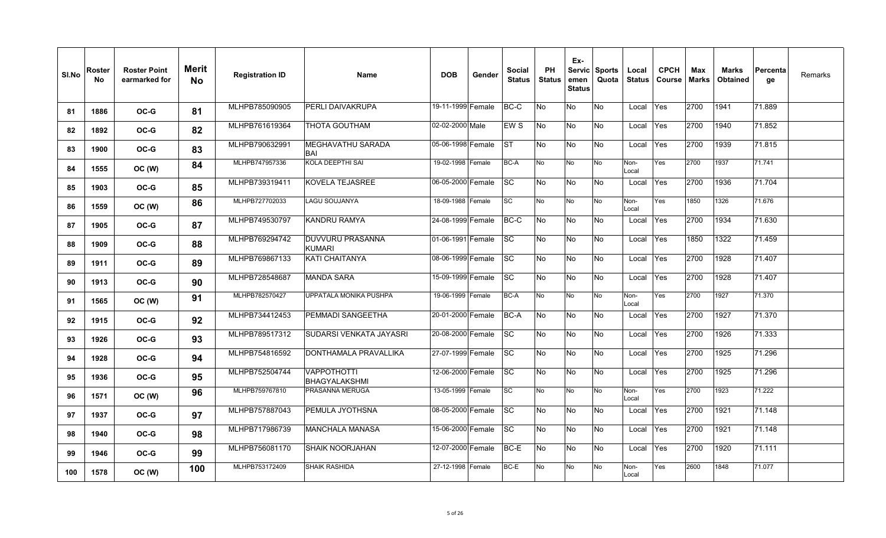| Sl.No | Roster No | Roster Point earmarked for | Merit No | Registration ID | Name | DOB | Gender | Social Status | PH Status | Ex-Servicemen Status | Sports Quota | Local Status | CPCH Course | Max Marks | Marks Obtained | Percentage | Remarks |
|---|---|---|---|---|---|---|---|---|---|---|---|---|---|---|---|---|---|
| 81 | 1886 | OC-G | 81 | MLHPB785090905 | PERLI DAIVAKRUPA | 19-11-1999 | Female | BC-C | No | No | No | Local | Yes | 2700 | 1941 | 71.889 | |
| 82 | 1892 | OC-G | 82 | MLHPB761619364 | THOTA GOUTHAM | 02-02-2000 | Male | EW S | No | No | No | Local | Yes | 2700 | 1940 | 71.852 | |
| 83 | 1900 | OC-G | 83 | MLHPB790632991 | MEGHAVATHU SARADA BAI | 05-06-1998 | Female | ST | No | No | No | Local | Yes | 2700 | 1939 | 71.815 | |
| 84 | 1555 | OC (W) | 84 | MLHPB747957336 | KOLA DEEPTHI SAI | 19-02-1998 | Female | BC-A | No | No | No | Non-Local | Yes | 2700 | 1937 | 71.741 | |
| 85 | 1903 | OC-G | 85 | MLHPB739319411 | KOVELA TEJASREE | 06-05-2000 | Female | SC | No | No | No | Local | Yes | 2700 | 1936 | 71.704 | |
| 86 | 1559 | OC (W) | 86 | MLHPB727702033 | LAGU SOUJANYA | 18-09-1988 | Female | SC | No | No | No | Non-Local | Yes | 1850 | 1326 | 71.676 | |
| 87 | 1905 | OC-G | 87 | MLHPB749530797 | KANDRU RAMYA | 24-08-1999 | Female | BC-C | No | No | No | Local | Yes | 2700 | 1934 | 71.630 | |
| 88 | 1909 | OC-G | 88 | MLHPB769294742 | DUVVURU PRASANNA KUMARI | 01-06-1991 | Female | SC | No | No | No | Local | Yes | 1850 | 1322 | 71.459 | |
| 89 | 1911 | OC-G | 89 | MLHPB769867133 | KATI CHAITANYA | 08-06-1999 | Female | SC | No | No | No | Local | Yes | 2700 | 1928 | 71.407 | |
| 90 | 1913 | OC-G | 90 | MLHPB728548687 | MANDA SARA | 15-09-1999 | Female | SC | No | No | No | Local | Yes | 2700 | 1928 | 71.407 | |
| 91 | 1565 | OC (W) | 91 | MLHPB782570427 | UPPATALA MONIKA PUSHPA | 19-06-1999 | Female | BC-A | No | No | No | Non-Local | Yes | 2700 | 1927 | 71.370 | |
| 92 | 1915 | OC-G | 92 | MLHPB734412453 | PEMMADI SANGEETHA | 20-01-2000 | Female | BC-A | No | No | No | Local | Yes | 2700 | 1927 | 71.370 | |
| 93 | 1926 | OC-G | 93 | MLHPB789517312 | SUDARSI VENKATA JAYASRI | 20-08-2000 | Female | SC | No | No | No | Local | Yes | 2700 | 1926 | 71.333 | |
| 94 | 1928 | OC-G | 94 | MLHPB754816592 | DONTHAMALA PRAVALLIKA | 27-07-1999 | Female | SC | No | No | No | Local | Yes | 2700 | 1925 | 71.296 | |
| 95 | 1936 | OC-G | 95 | MLHPB752504744 | VAPPOTHOTTI BHAGYALAKSHMI | 12-06-2000 | Female | SC | No | No | No | Local | Yes | 2700 | 1925 | 71.296 | |
| 96 | 1571 | OC (W) | 96 | MLHPB759767810 | PRASANNA MERUGA | 13-05-1999 | Female | SC | No | No | No | Non-Local | Yes | 2700 | 1923 | 71.222 | |
| 97 | 1937 | OC-G | 97 | MLHPB757887043 | PEMULA JYOTHSNA | 08-05-2000 | Female | SC | No | No | No | Local | Yes | 2700 | 1921 | 71.148 | |
| 98 | 1940 | OC-G | 98 | MLHPB717986739 | MANCHALA MANASA | 15-06-2000 | Female | SC | No | No | No | Local | Yes | 2700 | 1921 | 71.148 | |
| 99 | 1946 | OC-G | 99 | MLHPB756081170 | SHAIK NOORJAHAN | 12-07-2000 | Female | BC-E | No | No | No | Local | Yes | 2700 | 1920 | 71.111 | |
| 100 | 1578 | OC (W) | 100 | MLHPB753172409 | SHAIK RASHIDA | 27-12-1998 | Female | BC-E | No | No | No | Non-Local | Yes | 2600 | 1848 | 71.077 | |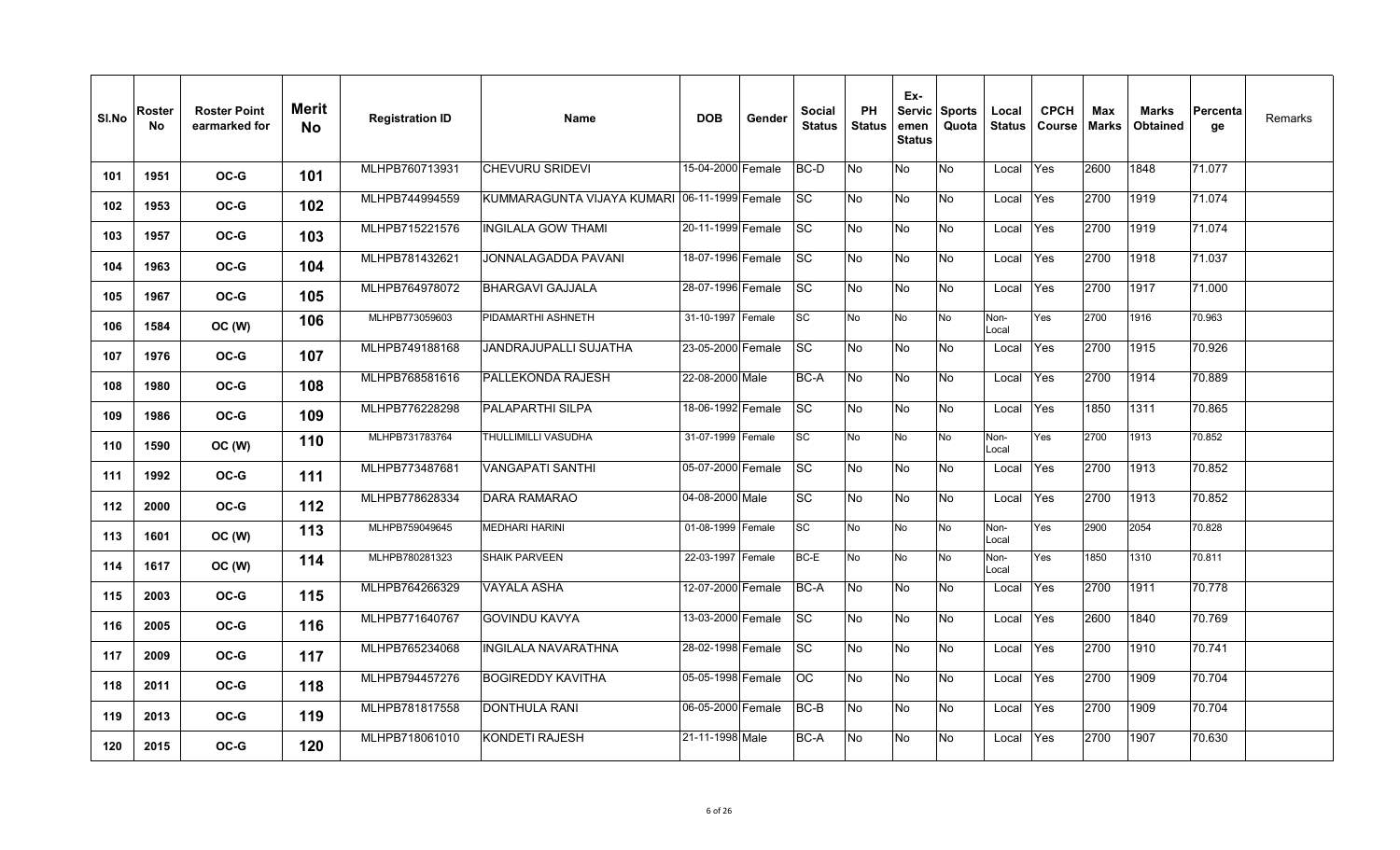| Sl.No | Roster No | Roster Point earmarked for | Merit No | Registration ID | Name | DOB | Gender | Social Status | PH Status | Ex-Servicemen Status | Sports Quota | Local Status | CPCH Course | Max Marks | Marks Obtained | Percentage | Remarks |
|---|---|---|---|---|---|---|---|---|---|---|---|---|---|---|---|---|---|
| 101 | 1951 | OC-G | 101 | MLHPB760713931 | CHEVURU SRIDEVI | 15-04-2000 | Female | BC-D | No | No | No | Local | Yes | 2600 | 1848 | 71.077 | |
| 102 | 1953 | OC-G | 102 | MLHPB744994559 | KUMMARAGUNTA VIJAYA KUMARI | 06-11-1999 | Female | SC | No | No | No | Local | Yes | 2700 | 1919 | 71.074 | |
| 103 | 1957 | OC-G | 103 | MLHPB715221576 | INGILALA GOW THAMI | 20-11-1999 | Female | SC | No | No | No | Local | Yes | 2700 | 1919 | 71.074 | |
| 104 | 1963 | OC-G | 104 | MLHPB781432621 | JONNALAGADDA PAVANI | 18-07-1996 | Female | SC | No | No | No | Local | Yes | 2700 | 1918 | 71.037 | |
| 105 | 1967 | OC-G | 105 | MLHPB764978072 | BHARGAVI GAJJALA | 28-07-1996 | Female | SC | No | No | No | Local | Yes | 2700 | 1917 | 71.000 | |
| 106 | 1584 | OC (W) | 106 | MLHPB773059603 | PIDAMARTHI ASHNETH | 31-10-1997 | Female | SC | No | No | No | Non-Local | Yes | 2700 | 1916 | 70.963 | |
| 107 | 1976 | OC-G | 107 | MLHPB749188168 | JANDRAJUPALLI SUJATHA | 23-05-2000 | Female | SC | No | No | No | Local | Yes | 2700 | 1915 | 70.926 | |
| 108 | 1980 | OC-G | 108 | MLHPB768581616 | PALLEKONDA RAJESH | 22-08-2000 | Male | BC-A | No | No | No | Local | Yes | 2700 | 1914 | 70.889 | |
| 109 | 1986 | OC-G | 109 | MLHPB776228298 | PALAPARTHI SILPA | 18-06-1992 | Female | SC | No | No | No | Local | Yes | 1850 | 1311 | 70.865 | |
| 110 | 1590 | OC (W) | 110 | MLHPB731783764 | THULLIMILLI VASUDHA | 31-07-1999 | Female | SC | No | No | No | Non-Local | Yes | 2700 | 1913 | 70.852 | |
| 111 | 1992 | OC-G | 111 | MLHPB773487681 | VANGAPATI SANTHI | 05-07-2000 | Female | SC | No | No | No | Local | Yes | 2700 | 1913 | 70.852 | |
| 112 | 2000 | OC-G | 112 | MLHPB778628334 | DARA RAMARAO | 04-08-2000 | Male | SC | No | No | No | Local | Yes | 2700 | 1913 | 70.852 | |
| 113 | 1601 | OC (W) | 113 | MLHPB759049645 | MEDHARI HARINI | 01-08-1999 | Female | SC | No | No | No | Non-Local | Yes | 2900 | 2054 | 70.828 | |
| 114 | 1617 | OC (W) | 114 | MLHPB780281323 | SHAIK PARVEEN | 22-03-1997 | Female | BC-E | No | No | No | Non-Local | Yes | 1850 | 1310 | 70.811 | |
| 115 | 2003 | OC-G | 115 | MLHPB764266329 | VAYALA ASHA | 12-07-2000 | Female | BC-A | No | No | No | Local | Yes | 2700 | 1911 | 70.778 | |
| 116 | 2005 | OC-G | 116 | MLHPB771640767 | GOVINDU KAVYA | 13-03-2000 | Female | SC | No | No | No | Local | Yes | 2600 | 1840 | 70.769 | |
| 117 | 2009 | OC-G | 117 | MLHPB765234068 | INGILALA NAVARATHNA | 28-02-1998 | Female | SC | No | No | No | Local | Yes | 2700 | 1910 | 70.741 | |
| 118 | 2011 | OC-G | 118 | MLHPB794457276 | BOGIREDDY KAVITHA | 05-05-1998 | Female | OC | No | No | No | Local | Yes | 2700 | 1909 | 70.704 | |
| 119 | 2013 | OC-G | 119 | MLHPB781817558 | DONTHULA RANI | 06-05-2000 | Female | BC-B | No | No | No | Local | Yes | 2700 | 1909 | 70.704 | |
| 120 | 2015 | OC-G | 120 | MLHPB718061010 | KONDETI RAJESH | 21-11-1998 | Male | BC-A | No | No | No | Local | Yes | 2700 | 1907 | 70.630 | |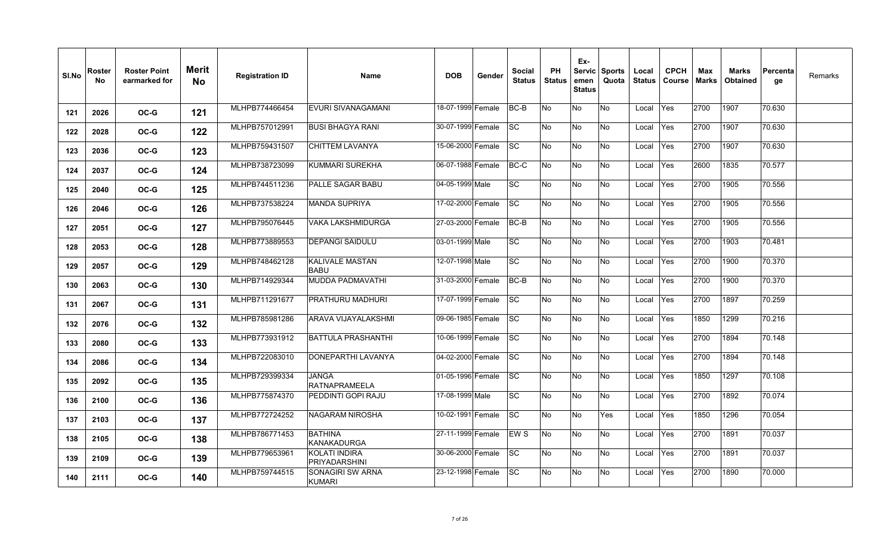| Sl.No | Roster No | Roster Point earmarked for | Merit No | Registration ID | Name | DOB | Gender | Social Status | PH Status | Ex-Servicemen Status | Sports Quota | Local Status | CPCH Course | Max Marks | Marks Obtained | Percentage | Remarks |
|---|---|---|---|---|---|---|---|---|---|---|---|---|---|---|---|---|---|
| 121 | 2026 | OC-G | 121 | MLHPB774466454 | EVURI SIVANAGAMANI | 18-07-1999 | Female | BC-B | No | No | No | Local | Yes | 2700 | 1907 | 70.630 | |
| 122 | 2028 | OC-G | 122 | MLHPB757012991 | BUSI BHAGYA RANI | 30-07-1999 | Female | SC | No | No | No | Local | Yes | 2700 | 1907 | 70.630 | |
| 123 | 2036 | OC-G | 123 | MLHPB759431507 | CHITTEM LAVANYA | 15-06-2000 | Female | SC | No | No | No | Local | Yes | 2700 | 1907 | 70.630 | |
| 124 | 2037 | OC-G | 124 | MLHPB738723099 | KUMMARI SUREKHA | 06-07-1988 | Female | BC-C | No | No | No | Local | Yes | 2600 | 1835 | 70.577 | |
| 125 | 2040 | OC-G | 125 | MLHPB744511236 | PALLE SAGAR BABU | 04-05-1999 | Male | SC | No | No | No | Local | Yes | 2700 | 1905 | 70.556 | |
| 126 | 2046 | OC-G | 126 | MLHPB737538224 | MANDA SUPRIYA | 17-02-2000 | Female | SC | No | No | No | Local | Yes | 2700 | 1905 | 70.556 | |
| 127 | 2051 | OC-G | 127 | MLHPB795076445 | VAKA LAKSHMIDURGA | 27-03-2000 | Female | BC-B | No | No | No | Local | Yes | 2700 | 1905 | 70.556 | |
| 128 | 2053 | OC-G | 128 | MLHPB773889553 | DEPANGI SAIDULU | 03-01-1999 | Male | SC | No | No | No | Local | Yes | 2700 | 1903 | 70.481 | |
| 129 | 2057 | OC-G | 129 | MLHPB748462128 | KALIVALE MASTAN BABU | 12-07-1998 | Male | SC | No | No | No | Local | Yes | 2700 | 1900 | 70.370 | |
| 130 | 2063 | OC-G | 130 | MLHPB714929344 | MUDDA PADMAVATHI | 31-03-2000 | Female | BC-B | No | No | No | Local | Yes | 2700 | 1900 | 70.370 | |
| 131 | 2067 | OC-G | 131 | MLHPB711291677 | PRATHURU MADHURI | 17-07-1999 | Female | SC | No | No | No | Local | Yes | 2700 | 1897 | 70.259 | |
| 132 | 2076 | OC-G | 132 | MLHPB785981286 | ARAVA VIJAYALAKSHMI | 09-06-1985 | Female | SC | No | No | No | Local | Yes | 1850 | 1299 | 70.216 | |
| 133 | 2080 | OC-G | 133 | MLHPB773931912 | BATTULA PRASHANTHI | 10-06-1999 | Female | SC | No | No | No | Local | Yes | 2700 | 1894 | 70.148 | |
| 134 | 2086 | OC-G | 134 | MLHPB722083010 | DONEPARTHI LAVANYA | 04-02-2000 | Female | SC | No | No | No | Local | Yes | 2700 | 1894 | 70.148 | |
| 135 | 2092 | OC-G | 135 | MLHPB729399334 | JANGA RATNAPRAMEELA | 01-05-1996 | Female | SC | No | No | No | Local | Yes | 1850 | 1297 | 70.108 | |
| 136 | 2100 | OC-G | 136 | MLHPB775874370 | PEDDINTI GOPI RAJU | 17-08-1999 | Male | SC | No | No | No | Local | Yes | 2700 | 1892 | 70.074 | |
| 137 | 2103 | OC-G | 137 | MLHPB772724252 | NAGARAM NIROSHA | 10-02-1991 | Female | SC | No | No | Yes | Local | Yes | 1850 | 1296 | 70.054 | |
| 138 | 2105 | OC-G | 138 | MLHPB786771453 | BATHINA KANAKADURGA | 27-11-1999 | Female | EW S | No | No | No | Local | Yes | 2700 | 1891 | 70.037 | |
| 139 | 2109 | OC-G | 139 | MLHPB779653961 | KOLATI INDIRA PRIYADARSHINI | 30-06-2000 | Female | SC | No | No | No | Local | Yes | 2700 | 1891 | 70.037 | |
| 140 | 2111 | OC-G | 140 | MLHPB759744515 | SONAGIRI SW ARNA KUMARI | 23-12-1998 | Female | SC | No | No | No | Local | Yes | 2700 | 1890 | 70.000 | |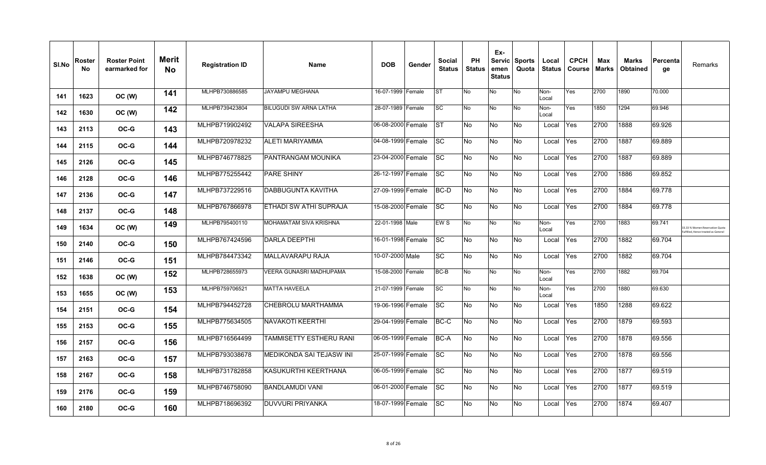| Sl.No | Roster No | Roster Point earmarked for | Merit No | Registration ID | Name | DOB | Gender | Social Status | PH Status | Ex-Servicemen Status | Sports Quota | Local Status | CPCH Course | Max Marks | Marks Obtained | Percentage | Remarks |
|---|---|---|---|---|---|---|---|---|---|---|---|---|---|---|---|---|---|
| 141 | 1623 | OC (W) | 141 | MLHPB730886585 | JAYAMPU MEGHANA | 16-07-1999 | Female | ST | No | No | No | Non-Local | Yes | 2700 | 1890 | 70.000 | |
| 142 | 1630 | OC (W) | 142 | MLHPB739423804 | BILUGUDI SW ARNA LATHA | 28-07-1989 | Female | SC | No | No | No | Non-Local | Yes | 1850 | 1294 | 69.946 | |
| 143 | 2113 | OC-G | 143 | MLHPB719902492 | VALAPA SIREESHA | 06-08-2000 | Female | ST | No | No | No | Local | Yes | 2700 | 1888 | 69.926 | |
| 144 | 2115 | OC-G | 144 | MLHPB720978232 | ALETI MARIYAMMA | 04-08-1999 | Female | SC | No | No | No | Local | Yes | 2700 | 1887 | 69.889 | |
| 145 | 2126 | OC-G | 145 | MLHPB746778825 | PANTRANGAM MOUNIKA | 23-04-2000 | Female | SC | No | No | No | Local | Yes | 2700 | 1887 | 69.889 | |
| 146 | 2128 | OC-G | 146 | MLHPB775255442 | PARE SHINY | 26-12-1997 | Female | SC | No | No | No | Local | Yes | 2700 | 1886 | 69.852 | |
| 147 | 2136 | OC-G | 147 | MLHPB737229516 | DABBUGUNTA KAVITHA | 27-09-1999 | Female | BC-D | No | No | No | Local | Yes | 2700 | 1884 | 69.778 | |
| 148 | 2137 | OC-G | 148 | MLHPB767866978 | ETHADI SW ATHI SUPRAJA | 15-08-2000 | Female | SC | No | No | No | Local | Yes | 2700 | 1884 | 69.778 | |
| 149 | 1634 | OC (W) | 149 | MLHPB795400110 | MOHAMATAM SIVA KRISHNA | 22-01-1998 | Male | EW S | No | No | No | Non-Local | Yes | 2700 | 1883 | 69.741 | 33.33 % Women Reservation Quota Fulfilled, Hence treated as General |
| 150 | 2140 | OC-G | 150 | MLHPB767424596 | DARLA DEEPTHI | 16-01-1998 | Female | SC | No | No | No | Local | Yes | 2700 | 1882 | 69.704 | |
| 151 | 2146 | OC-G | 151 | MLHPB784473342 | MALLAVARAPU RAJA | 10-07-2000 | Male | SC | No | No | No | Local | Yes | 2700 | 1882 | 69.704 | |
| 152 | 1638 | OC (W) | 152 | MLHPB728655973 | VEERA GUNASRI MADHUPAMA | 15-08-2000 | Female | BC-B | No | No | No | Non-Local | Yes | 2700 | 1882 | 69.704 | |
| 153 | 1655 | OC (W) | 153 | MLHPB759706521 | MATTA HAVEELA | 21-07-1999 | Female | SC | No | No | No | Non-Local | Yes | 2700 | 1880 | 69.630 | |
| 154 | 2151 | OC-G | 154 | MLHPB794452728 | CHEBROLU MARTHAMMA | 19-06-1996 | Female | SC | No | No | No | Local | Yes | 1850 | 1288 | 69.622 | |
| 155 | 2153 | OC-G | 155 | MLHPB775634505 | NAVAKOTI KEERTHI | 29-04-1999 | Female | BC-C | No | No | No | Local | Yes | 2700 | 1879 | 69.593 | |
| 156 | 2157 | OC-G | 156 | MLHPB716564499 | TAMMISETTY ESTHERU RANI | 06-05-1999 | Female | BC-A | No | No | No | Local | Yes | 2700 | 1878 | 69.556 | |
| 157 | 2163 | OC-G | 157 | MLHPB793038678 | MEDIKONDA SAI TEJASW INI | 25-07-1999 | Female | SC | No | No | No | Local | Yes | 2700 | 1878 | 69.556 | |
| 158 | 2167 | OC-G | 158 | MLHPB731782858 | KASUKURTHI KEERTHANA | 06-05-1999 | Female | SC | No | No | No | Local | Yes | 2700 | 1877 | 69.519 | |
| 159 | 2176 | OC-G | 159 | MLHPB746758090 | BANDLAMUDI VANI | 06-01-2000 | Female | SC | No | No | No | Local | Yes | 2700 | 1877 | 69.519 | |
| 160 | 2180 | OC-G | 160 | MLHPB718696392 | DUVVURI PRIYANKA | 18-07-1999 | Female | SC | No | No | No | Local | Yes | 2700 | 1874 | 69.407 | |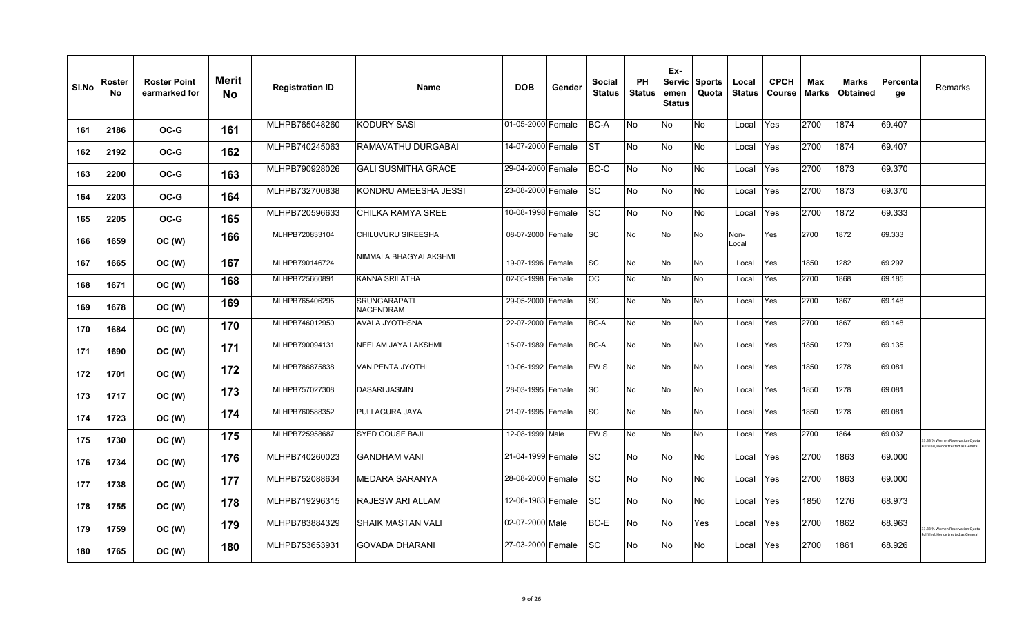| Sl.No | Roster No | Roster Point earmarked for | Merit No | Registration ID | Name | DOB | Gender | Social Status | PH Status | Ex-Servicemen Status | Sports Quota | Local Status | CPCH Course | Max Marks | Marks Obtained | Percentage | Remarks |
|---|---|---|---|---|---|---|---|---|---|---|---|---|---|---|---|---|---|
| 161 | 2186 | OC-G | 161 | MLHPB765048260 | KODURY SASI | 01-05-2000 | Female | BC-A | No | No | No | Local | Yes | 2700 | 1874 | 69.407 | |
| 162 | 2192 | OC-G | 162 | MLHPB740245063 | RAMAVATHU DURGABAI | 14-07-2000 | Female | ST | No | No | No | Local | Yes | 2700 | 1874 | 69.407 | |
| 163 | 2200 | OC-G | 163 | MLHPB790928026 | GALI SUSMITHA GRACE | 29-04-2000 | Female | BC-C | No | No | No | Local | Yes | 2700 | 1873 | 69.370 | |
| 164 | 2203 | OC-G | 164 | MLHPB732700838 | KONDRU AMEESHA JESSI | 23-08-2000 | Female | SC | No | No | No | Local | Yes | 2700 | 1873 | 69.370 | |
| 165 | 2205 | OC-G | 165 | MLHPB720596633 | CHILKA RAMYA SREE | 10-08-1998 | Female | SC | No | No | No | Local | Yes | 2700 | 1872 | 69.333 | |
| 166 | 1659 | OC (W) | 166 | MLHPB720833104 | CHILUVURU SIREESHA | 08-07-2000 | Female | SC | No | No | No | Non-Local | Yes | 2700 | 1872 | 69.333 | |
| 167 | 1665 | OC (W) | 167 | MLHPB790146724 | NIMMALA BHAGYALAKSHMI | 19-07-1996 | Female | SC | No | No | No | Local | Yes | 1850 | 1282 | 69.297 | |
| 168 | 1671 | OC (W) | 168 | MLHPB725660891 | KANNA SRILATHA | 02-05-1998 | Female | OC | No | No | No | Local | Yes | 2700 | 1868 | 69.185 | |
| 169 | 1678 | OC (W) | 169 | MLHPB765406295 | SRUNGARAPATI NAGENDRAM | 29-05-2000 | Female | SC | No | No | No | Local | Yes | 2700 | 1867 | 69.148 | |
| 170 | 1684 | OC (W) | 170 | MLHPB746012950 | AVALA JYOTHSNA | 22-07-2000 | Female | BC-A | No | No | No | Local | Yes | 2700 | 1867 | 69.148 | |
| 171 | 1690 | OC (W) | 171 | MLHPB790094131 | NEELAM JAYA LAKSHMI | 15-07-1989 | Female | BC-A | No | No | No | Local | Yes | 1850 | 1279 | 69.135 | |
| 172 | 1701 | OC (W) | 172 | MLHPB786875838 | VANIPENTA JYOTHI | 10-06-1992 | Female | EW S | No | No | No | Local | Yes | 1850 | 1278 | 69.081 | |
| 173 | 1717 | OC (W) | 173 | MLHPB757027308 | DASARI JASMIN | 28-03-1995 | Female | SC | No | No | No | Local | Yes | 1850 | 1278 | 69.081 | |
| 174 | 1723 | OC (W) | 174 | MLHPB760588352 | PULLAGURA JAYA | 21-07-1995 | Female | SC | No | No | No | Local | Yes | 1850 | 1278 | 69.081 | |
| 175 | 1730 | OC (W) | 175 | MLHPB725958687 | SYED GOUSE BAJI | 12-08-1999 | Male | EW S | No | No | No | Local | Yes | 2700 | 1864 | 69.037 | 33.33 % Women Reservation Quota Fulfilled, Hence treated as General |
| 176 | 1734 | OC (W) | 176 | MLHPB740260023 | GANDHAM VANI | 21-04-1999 | Female | SC | No | No | No | Local | Yes | 2700 | 1863 | 69.000 | |
| 177 | 1738 | OC (W) | 177 | MLHPB752088634 | MEDARA SARANYA | 28-08-2000 | Female | SC | No | No | No | Local | Yes | 2700 | 1863 | 69.000 | |
| 178 | 1755 | OC (W) | 178 | MLHPB719296315 | RAJESW ARI ALLAM | 12-06-1983 | Female | SC | No | No | No | Local | Yes | 1850 | 1276 | 68.973 | |
| 179 | 1759 | OC (W) | 179 | MLHPB783884329 | SHAIK MASTAN VALI | 02-07-2000 | Male | BC-E | No | No | Yes | Local | Yes | 2700 | 1862 | 68.963 | 33.33 % Women Reservation Quota Fulfilled, Hence treated as General |
| 180 | 1765 | OC (W) | 180 | MLHPB753653931 | GOVADA DHARANI | 27-03-2000 | Female | SC | No | No | No | Local | Yes | 2700 | 1861 | 68.926 | |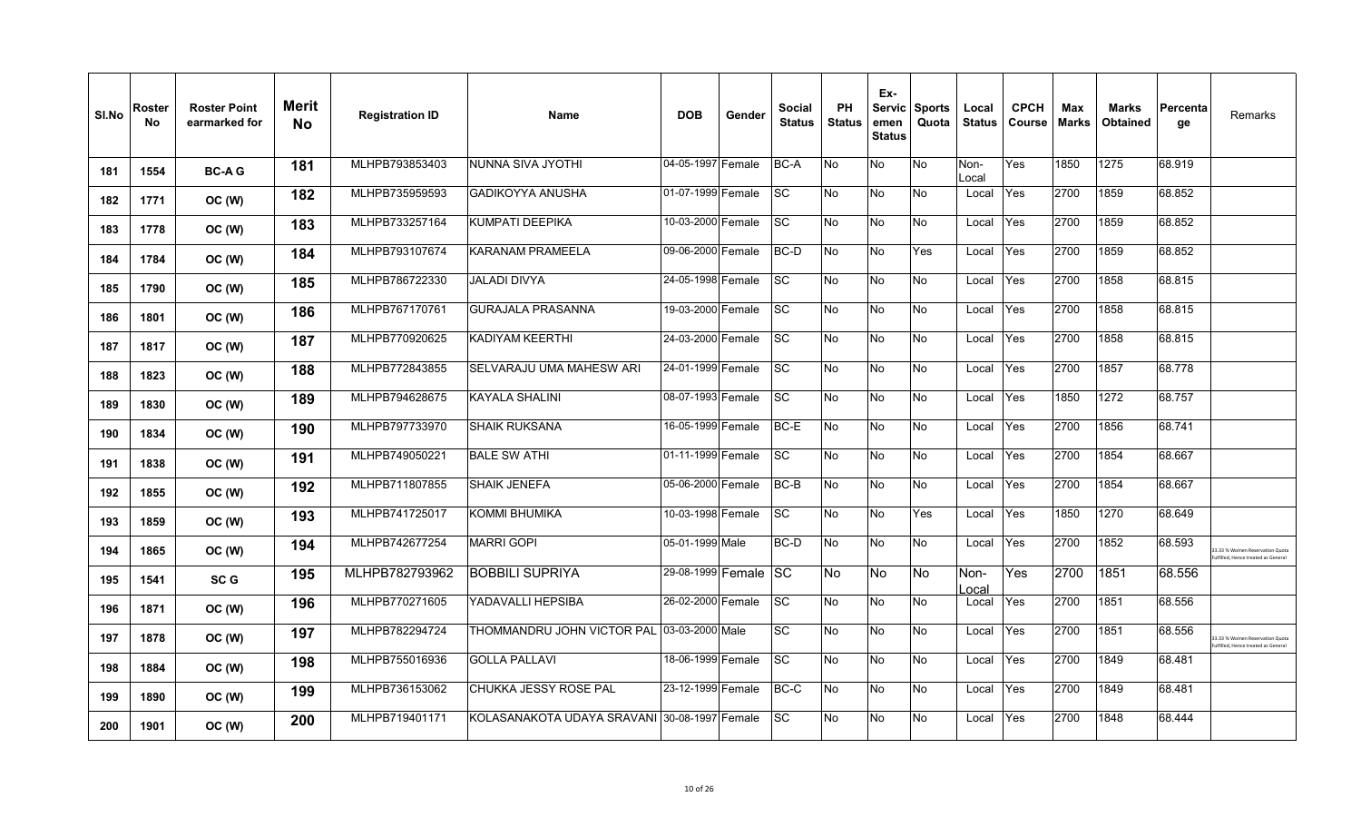| Sl.No | Roster No | Roster Point earmarked for | Merit No | Registration ID | Name | DOB | Gender | Social Status | PH Status | Ex-Servicemen Status | Sports Quota | Local Status | CPCH Course | Max Marks | Marks Obtained | Percentage | Remarks |
|---|---|---|---|---|---|---|---|---|---|---|---|---|---|---|---|---|---|
| 181 | 1554 | BC-A G | 181 | MLHPB793853403 | NUNNA SIVA JYOTHI | 04-05-1997 | Female | BC-A | No | No | No | Non-Local | Yes | 1850 | 1275 | 68.919 | |
| 182 | 1771 | OC (W) | 182 | MLHPB735959593 | GADIKOYYA ANUSHA | 01-07-1999 | Female | SC | No | No | No | Local | Yes | 2700 | 1859 | 68.852 | |
| 183 | 1778 | OC (W) | 183 | MLHPB733257164 | KUMPATI DEEPIKA | 10-03-2000 | Female | SC | No | No | No | Local | Yes | 2700 | 1859 | 68.852 | |
| 184 | 1784 | OC (W) | 184 | MLHPB793107674 | KARANAM PRAMEELA | 09-06-2000 | Female | BC-D | No | No | Yes | Local | Yes | 2700 | 1859 | 68.852 | |
| 185 | 1790 | OC (W) | 185 | MLHPB786722330 | JALADI DIVYA | 24-05-1998 | Female | SC | No | No | No | Local | Yes | 2700 | 1858 | 68.815 | |
| 186 | 1801 | OC (W) | 186 | MLHPB767170761 | GURAJALA PRASANNA | 19-03-2000 | Female | SC | No | No | No | Local | Yes | 2700 | 1858 | 68.815 | |
| 187 | 1817 | OC (W) | 187 | MLHPB770920625 | KADIYAM KEERTHI | 24-03-2000 | Female | SC | No | No | No | Local | Yes | 2700 | 1858 | 68.815 | |
| 188 | 1823 | OC (W) | 188 | MLHPB772843855 | SELVARAJU UMA MAHESW ARI | 24-01-1999 | Female | SC | No | No | No | Local | Yes | 2700 | 1857 | 68.778 | |
| 189 | 1830 | OC (W) | 189 | MLHPB794628675 | KAYALA SHALINI | 08-07-1993 | Female | SC | No | No | No | Local | Yes | 1850 | 1272 | 68.757 | |
| 190 | 1834 | OC (W) | 190 | MLHPB797733970 | SHAIK RUKSANA | 16-05-1999 | Female | BC-E | No | No | No | Local | Yes | 2700 | 1856 | 68.741 | |
| 191 | 1838 | OC (W) | 191 | MLHPB749050221 | BALE SW ATHI | 01-11-1999 | Female | SC | No | No | No | Local | Yes | 2700 | 1854 | 68.667 | |
| 192 | 1855 | OC (W) | 192 | MLHPB711807855 | SHAIK JENEFA | 05-06-2000 | Female | BC-B | No | No | No | Local | Yes | 2700 | 1854 | 68.667 | |
| 193 | 1859 | OC (W) | 193 | MLHPB741725017 | KOMMI BHUMIKA | 10-03-1998 | Female | SC | No | No | Yes | Local | Yes | 1850 | 1270 | 68.649 | |
| 194 | 1865 | OC (W) | 194 | MLHPB742677254 | MARRI GOPI | 05-01-1999 | Male | BC-D | No | No | No | Local | Yes | 2700 | 1852 | 68.593 | 33.33 % Women Reservation Quota Fulfilled, Hence treated as General |
| 195 | 1541 | SC G | 195 | MLHPB782793962 | BOBBILI SUPRIYA | 29-08-1999 | Female | SC | No | No | No | Non-Local | Yes | 2700 | 1851 | 68.556 | |
| 196 | 1871 | OC (W) | 196 | MLHPB770271605 | YADAVALLI HEPSIBA | 26-02-2000 | Female | SC | No | No | No | Local | Yes | 2700 | 1851 | 68.556 | |
| 197 | 1878 | OC (W) | 197 | MLHPB782294724 | THOMMANDRU JOHN VICTOR PAL | 03-03-2000 | Male | SC | No | No | No | Local | Yes | 2700 | 1851 | 68.556 | 33.33 % Women Reservation Quota Fulfilled, Hence treated as General |
| 198 | 1884 | OC (W) | 198 | MLHPB755016936 | GOLLA PALLAVI | 18-06-1999 | Female | SC | No | No | No | Local | Yes | 2700 | 1849 | 68.481 | |
| 199 | 1890 | OC (W) | 199 | MLHPB736153062 | CHUKKA JESSY ROSE PAL | 23-12-1999 | Female | BC-C | No | No | No | Local | Yes | 2700 | 1849 | 68.481 | |
| 200 | 1901 | OC (W) | 200 | MLHPB719401171 | KOLASANAKOTA UDAYA SRAVANI | 30-08-1997 | Female | SC | No | No | No | Local | Yes | 2700 | 1848 | 68.444 | |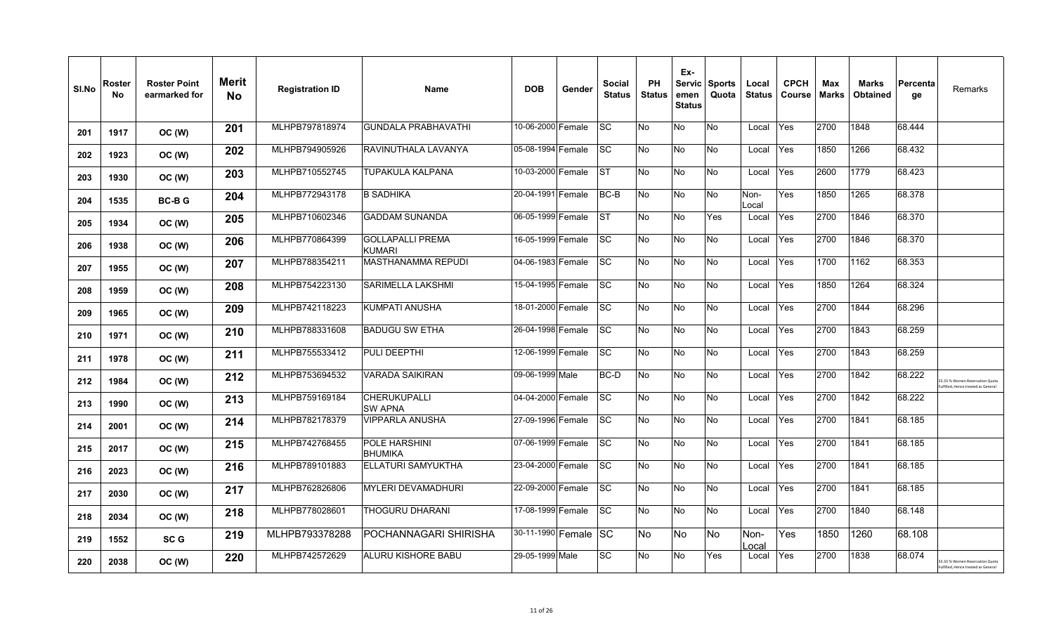| Sl.No | Roster No | Roster Point earmarked for | Merit No | Registration ID | Name | DOB | Gender | Social Status | PH Status | Ex-Servicemen Status | Sports Quota | Local Status | CPCH Course | Max Marks | Marks Obtained | Percentage | Remarks |
|---|---|---|---|---|---|---|---|---|---|---|---|---|---|---|---|---|---|
| 201 | 1917 | OC (W) | 201 | MLHPB797818974 | GUNDALA PRABHAVATHI | 10-06-2000 | Female | SC | No | No | No | Local | Yes | 2700 | 1848 | 68.444 | |
| 202 | 1923 | OC (W) | 202 | MLHPB794905926 | RAVINUTHALA LAVANYA | 05-08-1994 | Female | SC | No | No | No | Local | Yes | 1850 | 1266 | 68.432 | |
| 203 | 1930 | OC (W) | 203 | MLHPB710552745 | TUPAKULA KALPANA | 10-03-2000 | Female | ST | No | No | No | Local | Yes | 2600 | 1779 | 68.423 | |
| 204 | 1535 | BC-B G | 204 | MLHPB772943178 | B SADHIKA | 20-04-1991 | Female | BC-B | No | No | No | Non-Local | Yes | 1850 | 1265 | 68.378 | |
| 205 | 1934 | OC (W) | 205 | MLHPB710602346 | GADDAM SUNANDA | 06-05-1999 | Female | ST | No | No | Yes | Local | Yes | 2700 | 1846 | 68.370 | |
| 206 | 1938 | OC (W) | 206 | MLHPB770864399 | GOLLAPALLI PREMA KUMARI | 16-05-1999 | Female | SC | No | No | No | Local | Yes | 2700 | 1846 | 68.370 | |
| 207 | 1955 | OC (W) | 207 | MLHPB788354211 | MASTHANAMMA REPUDI | 04-06-1983 | Female | SC | No | No | No | Local | Yes | 1700 | 1162 | 68.353 | |
| 208 | 1959 | OC (W) | 208 | MLHPB754223130 | SARIMELLA LAKSHMI | 15-04-1995 | Female | SC | No | No | No | Local | Yes | 1850 | 1264 | 68.324 | |
| 209 | 1965 | OC (W) | 209 | MLHPB742118223 | KUMPATI ANUSHA | 18-01-2000 | Female | SC | No | No | No | Local | Yes | 2700 | 1844 | 68.296 | |
| 210 | 1971 | OC (W) | 210 | MLHPB788331608 | BADUGU SW ETHA | 26-04-1998 | Female | SC | No | No | No | Local | Yes | 2700 | 1843 | 68.259 | |
| 211 | 1978 | OC (W) | 211 | MLHPB755533412 | PULI DEEPTHI | 12-06-1999 | Female | SC | No | No | No | Local | Yes | 2700 | 1843 | 68.259 | |
| 212 | 1984 | OC (W) | 212 | MLHPB753694532 | VARADA SAIKIRAN | 09-06-1999 | Male | BC-D | No | No | No | Local | Yes | 2700 | 1842 | 68.222 | 33.33 % Women Reservation Quota Fulfilled, Hence treated as General |
| 213 | 1990 | OC (W) | 213 | MLHPB759169184 | CHERUKUPALLI SW APNA | 04-04-2000 | Female | SC | No | No | No | Local | Yes | 2700 | 1842 | 68.222 | |
| 214 | 2001 | OC (W) | 214 | MLHPB782178379 | VIPPARLA ANUSHA | 27-09-1996 | Female | SC | No | No | No | Local | Yes | 2700 | 1841 | 68.185 | |
| 215 | 2017 | OC (W) | 215 | MLHPB742768455 | POLE HARSHINI BHUMIKA | 07-06-1999 | Female | SC | No | No | No | Local | Yes | 2700 | 1841 | 68.185 | |
| 216 | 2023 | OC (W) | 216 | MLHPB789101883 | ELLATURI SAMYUKTHA | 23-04-2000 | Female | SC | No | No | No | Local | Yes | 2700 | 1841 | 68.185 | |
| 217 | 2030 | OC (W) | 217 | MLHPB762826806 | MYLERI DEVAMADHURI | 22-09-2000 | Female | SC | No | No | No | Local | Yes | 2700 | 1841 | 68.185 | |
| 218 | 2034 | OC (W) | 218 | MLHPB778028601 | THOGURU DHARANI | 17-08-1999 | Female | SC | No | No | No | Local | Yes | 2700 | 1840 | 68.148 | |
| 219 | 1552 | SC G | 219 | MLHPB793378288 | POCHANNAGARI SHIRISHA | 30-11-1990 | Female | SC | No | No | No | Non-Local | Yes | 1850 | 1260 | 68.108 | |
| 220 | 2038 | OC (W) | 220 | MLHPB742572629 | ALURU KISHORE BABU | 29-05-1999 | Male | SC | No | No | Yes | Local | Yes | 2700 | 1838 | 68.074 | 33.33 % Women Reservation Quota Fulfilled, Hence treated as General |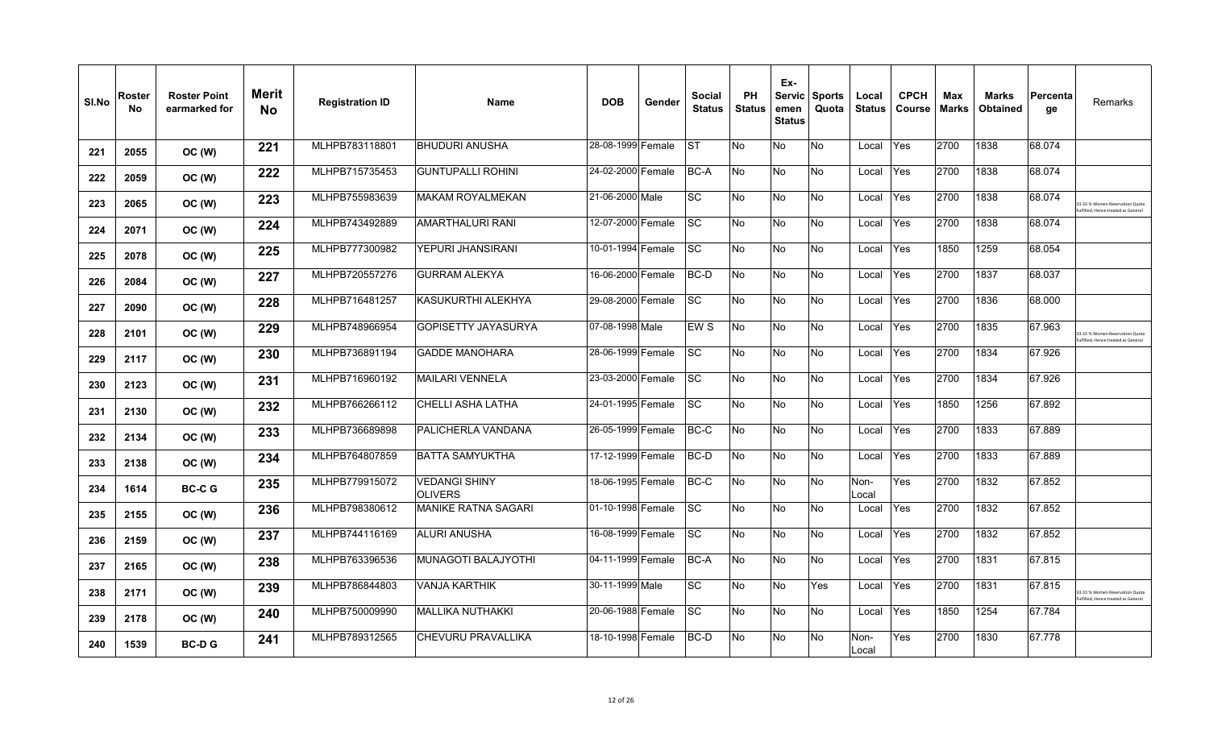| Sl.No | Roster No | Roster Point earmarked for | Merit No | Registration ID | Name | DOB | Gender | Social Status | PH Status | Ex-Servic emen Status | Sports Quota | Local Status | CPCH Course | Max Marks | Marks Obtained | Percenta ge | Remarks |
|---|---|---|---|---|---|---|---|---|---|---|---|---|---|---|---|---|---|
| 221 | 2055 | OC (W) | 221 | MLHPB783118801 | BHUDURI ANUSHA | 28-08-1999 | Female | ST | No | No | No | Local | Yes | 2700 | 1838 | 68.074 | |
| 222 | 2059 | OC (W) | 222 | MLHPB715735453 | GUNTUPALLI ROHINI | 24-02-2000 | Female | BC-A | No | No | No | Local | Yes | 2700 | 1838 | 68.074 | |
| 223 | 2065 | OC (W) | 223 | MLHPB755983639 | MAKAM ROYALMEKAN | 21-06-2000 | Male | SC | No | No | No | Local | Yes | 2700 | 1838 | 68.074 | 33.33 % Women Reservation Quota Fulfilled, Hence treated as General |
| 224 | 2071 | OC (W) | 224 | MLHPB743492889 | AMARTHALURI RANI | 12-07-2000 | Female | SC | No | No | No | Local | Yes | 2700 | 1838 | 68.074 | |
| 225 | 2078 | OC (W) | 225 | MLHPB777300982 | YEPURI JHANSIRANI | 10-01-1994 | Female | SC | No | No | No | Local | Yes | 1850 | 1259 | 68.054 | |
| 226 | 2084 | OC (W) | 227 | MLHPB720557276 | GURRAM ALEKYA | 16-06-2000 | Female | BC-D | No | No | No | Local | Yes | 2700 | 1837 | 68.037 | |
| 227 | 2090 | OC (W) | 228 | MLHPB716481257 | KASUKURTHI ALEKHYA | 29-08-2000 | Female | SC | No | No | No | Local | Yes | 2700 | 1836 | 68.000 | |
| 228 | 2101 | OC (W) | 229 | MLHPB748966954 | GOPISETTY JAYASURYA | 07-08-1998 | Male | EW S | No | No | No | Local | Yes | 2700 | 1835 | 67.963 | 33.33 % Women Reservation Quota Fulfilled, Hence treated as General |
| 229 | 2117 | OC (W) | 230 | MLHPB736891194 | GADDE MANOHARA | 28-06-1999 | Female | SC | No | No | No | Local | Yes | 2700 | 1834 | 67.926 | |
| 230 | 2123 | OC (W) | 231 | MLHPB716960192 | MAILARI VENNELA | 23-03-2000 | Female | SC | No | No | No | Local | Yes | 2700 | 1834 | 67.926 | |
| 231 | 2130 | OC (W) | 232 | MLHPB766266112 | CHELLI ASHA LATHA | 24-01-1995 | Female | SC | No | No | No | Local | Yes | 1850 | 1256 | 67.892 | |
| 232 | 2134 | OC (W) | 233 | MLHPB736689898 | PALICHERLA VANDANA | 26-05-1999 | Female | BC-C | No | No | No | Local | Yes | 2700 | 1833 | 67.889 | |
| 233 | 2138 | OC (W) | 234 | MLHPB764807859 | BATTA SAMYUKTHA | 17-12-1999 | Female | BC-D | No | No | No | Local | Yes | 2700 | 1833 | 67.889 | |
| 234 | 1614 | BC-C G | 235 | MLHPB779915072 | VEDANGI SHINY OLIVERS | 18-06-1995 | Female | BC-C | No | No | No | Non-Local | Yes | 2700 | 1832 | 67.852 | |
| 235 | 2155 | OC (W) | 236 | MLHPB798380612 | MANIKE RATNA SAGARI | 01-10-1998 | Female | SC | No | No | No | Local | Yes | 2700 | 1832 | 67.852 | |
| 236 | 2159 | OC (W) | 237 | MLHPB744116169 | ALURI ANUSHA | 16-08-1999 | Female | SC | No | No | No | Local | Yes | 2700 | 1832 | 67.852 | |
| 237 | 2165 | OC (W) | 238 | MLHPB763396536 | MUNAGOTI BALAJYOTHI | 04-11-1999 | Female | BC-A | No | No | No | Local | Yes | 2700 | 1831 | 67.815 | |
| 238 | 2171 | OC (W) | 239 | MLHPB786844803 | VANJA KARTHIK | 30-11-1999 | Male | SC | No | No | Yes | Local | Yes | 2700 | 1831 | 67.815 | 33.33 % Women Reservation Quota Fulfilled, Hence treated as General |
| 239 | 2178 | OC (W) | 240 | MLHPB750009990 | MALLIKA NUTHAKKI | 20-06-1988 | Female | SC | No | No | No | Local | Yes | 1850 | 1254 | 67.784 | |
| 240 | 1539 | BC-D G | 241 | MLHPB789312565 | CHEVURU PRAVALLIKA | 18-10-1998 | Female | BC-D | No | No | No | Non-Local | Yes | 2700 | 1830 | 67.778 | |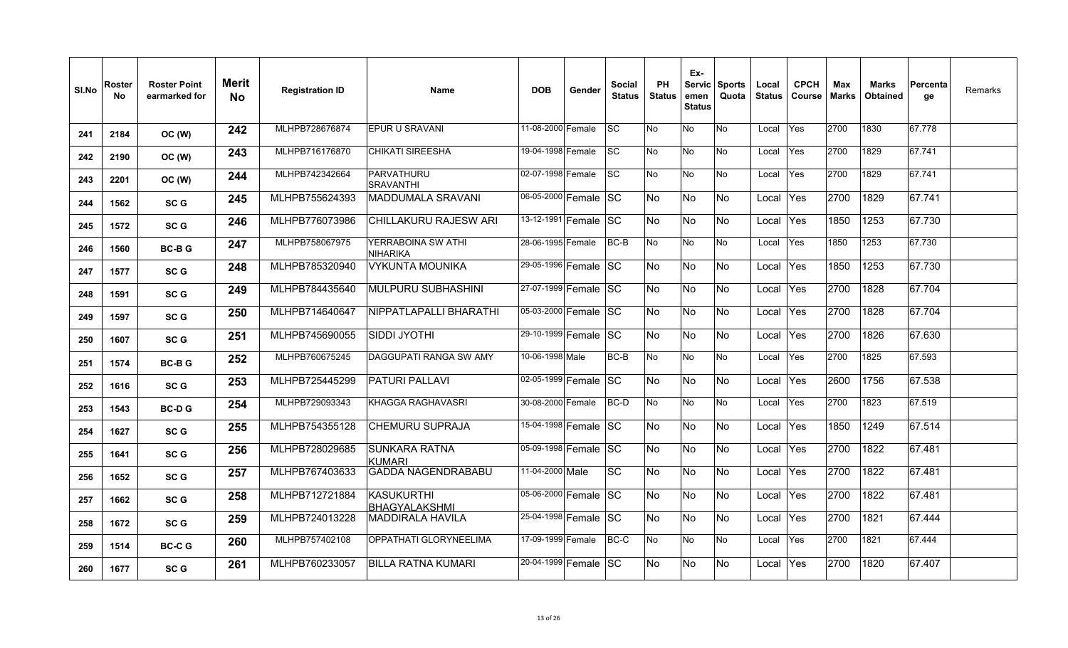| Sl.No | Roster No | Roster Point earmarked for | Merit No | Registration ID | Name | DOB | Gender | Social Status | PH Status | Ex-Servicemen Status | Sports Quota | Local Status | CPCH Course | Max Marks | Marks Obtained | Percentage | Remarks |
|---|---|---|---|---|---|---|---|---|---|---|---|---|---|---|---|---|---|
| 241 | 2184 | OC (W) | 242 | MLHPB728676874 | EPUR U SRAVANI | 11-08-2000 | Female | SC | No | No | No | Local | Yes | 2700 | 1830 | 67.778 | |
| 242 | 2190 | OC (W) | 243 | MLHPB716176870 | CHIKATI SIREESHA | 19-04-1998 | Female | SC | No | No | No | Local | Yes | 2700 | 1829 | 67.741 | |
| 243 | 2201 | OC (W) | 244 | MLHPB742342664 | PARVATHURU SRAVANTHI | 02-07-1998 | Female | SC | No | No | No | Local | Yes | 2700 | 1829 | 67.741 | |
| 244 | 1562 | SC G | 245 | MLHPB755624393 | MADDUMALA SRAVANI | 06-05-2000 | Female | SC | No | No | No | Local | Yes | 2700 | 1829 | 67.741 | |
| 245 | 1572 | SC G | 246 | MLHPB776073986 | CHILLAKURU RAJESW ARI | 13-12-1991 | Female | SC | No | No | No | Local | Yes | 1850 | 1253 | 67.730 | |
| 246 | 1560 | BC-B G | 247 | MLHPB758067975 | YERRABOINA SW ATHI NIHARIKA | 28-06-1995 | Female | BC-B | No | No | No | Local | Yes | 1850 | 1253 | 67.730 | |
| 247 | 1577 | SC G | 248 | MLHPB785320940 | VYKUNTA MOUNIKA | 29-05-1996 | Female | SC | No | No | No | Local | Yes | 1850 | 1253 | 67.730 | |
| 248 | 1591 | SC G | 249 | MLHPB784435640 | MULPURU SUBHASHINI | 27-07-1999 | Female | SC | No | No | No | Local | Yes | 2700 | 1828 | 67.704 | |
| 249 | 1597 | SC G | 250 | MLHPB714640647 | NIPPATLAPALLI BHARATHI | 05-03-2000 | Female | SC | No | No | No | Local | Yes | 2700 | 1828 | 67.704 | |
| 250 | 1607 | SC G | 251 | MLHPB745690055 | SIDDI JYOTHI | 29-10-1999 | Female | SC | No | No | No | Local | Yes | 2700 | 1826 | 67.630 | |
| 251 | 1574 | BC-B G | 252 | MLHPB760675245 | DAGGUPATI RANGA SW AMY | 10-06-1998 | Male | BC-B | No | No | No | Local | Yes | 2700 | 1825 | 67.593 | |
| 252 | 1616 | SC G | 253 | MLHPB725445299 | PATURI PALLAVI | 02-05-1999 | Female | SC | No | No | No | Local | Yes | 2600 | 1756 | 67.538 | |
| 253 | 1543 | BC-D G | 254 | MLHPB729093343 | KHAGGA RAGHAVASRI | 30-08-2000 | Female | BC-D | No | No | No | Local | Yes | 2700 | 1823 | 67.519 | |
| 254 | 1627 | SC G | 255 | MLHPB754355128 | CHEMURU SUPRAJA | 15-04-1998 | Female | SC | No | No | No | Local | Yes | 1850 | 1249 | 67.514 | |
| 255 | 1641 | SC G | 256 | MLHPB728029685 | SUNKARA RATNA KUMARI | 05-09-1998 | Female | SC | No | No | No | Local | Yes | 2700 | 1822 | 67.481 | |
| 256 | 1652 | SC G | 257 | MLHPB767403633 | GADDA NAGENDRABABU | 11-04-2000 | Male | SC | No | No | No | Local | Yes | 2700 | 1822 | 67.481 | |
| 257 | 1662 | SC G | 258 | MLHPB712721884 | KASUKURTHI BHAGYALAKSHMI | 05-06-2000 | Female | SC | No | No | No | Local | Yes | 2700 | 1822 | 67.481 | |
| 258 | 1672 | SC G | 259 | MLHPB724013228 | MADDIRALA HAVILA | 25-04-1998 | Female | SC | No | No | No | Local | Yes | 2700 | 1821 | 67.444 | |
| 259 | 1514 | BC-C G | 260 | MLHPB757402108 | OPPATHATI GLORYNEELIMA | 17-09-1999 | Female | BC-C | No | No | No | Local | Yes | 2700 | 1821 | 67.444 | |
| 260 | 1677 | SC G | 261 | MLHPB760233057 | BILLA RATNA KUMARI | 20-04-1999 | Female | SC | No | No | No | Local | Yes | 2700 | 1820 | 67.407 | |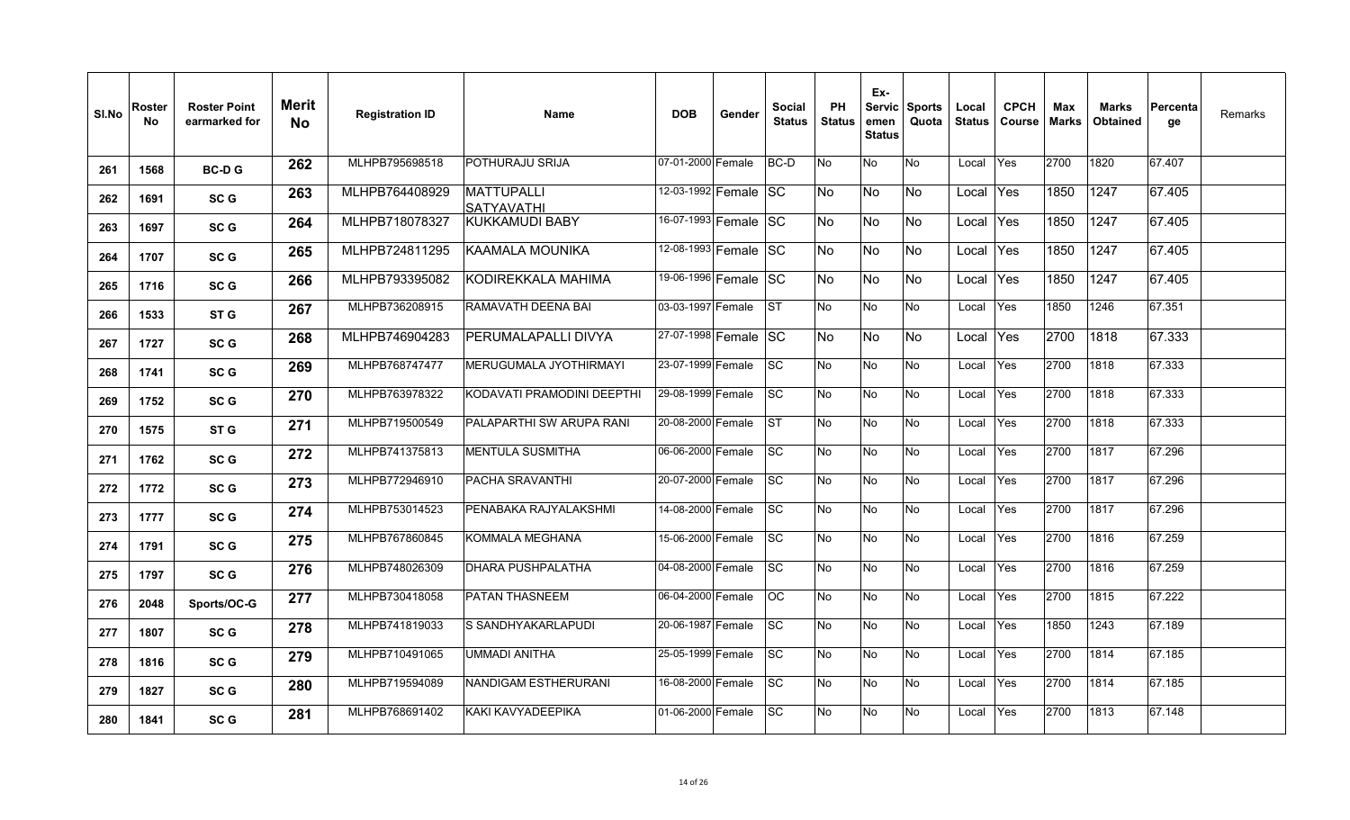| Sl.No | Roster No | Roster Point earmarked for | Merit No | Registration ID | Name | DOB | Gender | Social Status | PH Status | Ex-Servicemen Status | Sports Quota | Local Status | CPCH Course | Max Marks | Marks Obtained | Percentage | Remarks |
|---|---|---|---|---|---|---|---|---|---|---|---|---|---|---|---|---|---|
| 261 | 1568 | BC-D G | 262 | MLHPB795698518 | POTHURAJU SRIJA | 07-01-2000 | Female | BC-D | No | No | No | Local | Yes | 2700 | 1820 | 67.407 | |
| 262 | 1691 | SC G | 263 | MLHPB764408929 | MATTUPALLI SATYAVATHI | 12-03-1992 | Female | SC | No | No | No | Local | Yes | 1850 | 1247 | 67.405 | |
| 263 | 1697 | SC G | 264 | MLHPB718078327 | KUKKAMUDI BABY | 16-07-1993 | Female | SC | No | No | No | Local | Yes | 1850 | 1247 | 67.405 | |
| 264 | 1707 | SC G | 265 | MLHPB724811295 | KAAMALA MOUNIKA | 12-08-1993 | Female | SC | No | No | No | Local | Yes | 1850 | 1247 | 67.405 | |
| 265 | 1716 | SC G | 266 | MLHPB793395082 | KODIREKKALA MAHIMA | 19-06-1996 | Female | SC | No | No | No | Local | Yes | 1850 | 1247 | 67.405 | |
| 266 | 1533 | ST G | 267 | MLHPB736208915 | RAMAVATH DEENA BAI | 03-03-1997 | Female | ST | No | No | No | Local | Yes | 1850 | 1246 | 67.351 | |
| 267 | 1727 | SC G | 268 | MLHPB746904283 | PERUMALAPALLI DIVYA | 27-07-1998 | Female | SC | No | No | No | Local | Yes | 2700 | 1818 | 67.333 | |
| 268 | 1741 | SC G | 269 | MLHPB768747477 | MERUGUMALA JYOTHIRMAYI | 23-07-1999 | Female | SC | No | No | No | Local | Yes | 2700 | 1818 | 67.333 | |
| 269 | 1752 | SC G | 270 | MLHPB763978322 | KODAVATI PRAMODINI DEEPTHI | 29-08-1999 | Female | SC | No | No | No | Local | Yes | 2700 | 1818 | 67.333 | |
| 270 | 1575 | ST G | 271 | MLHPB719500549 | PALAPARTHI SW ARUPA RANI | 20-08-2000 | Female | ST | No | No | No | Local | Yes | 2700 | 1818 | 67.333 | |
| 271 | 1762 | SC G | 272 | MLHPB741375813 | MENTULA SUSMITHA | 06-06-2000 | Female | SC | No | No | No | Local | Yes | 2700 | 1817 | 67.296 | |
| 272 | 1772 | SC G | 273 | MLHPB772946910 | PACHA SRAVANTHI | 20-07-2000 | Female | SC | No | No | No | Local | Yes | 2700 | 1817 | 67.296 | |
| 273 | 1777 | SC G | 274 | MLHPB753014523 | PENABAKA RAJYALAKSHMI | 14-08-2000 | Female | SC | No | No | No | Local | Yes | 2700 | 1817 | 67.296 | |
| 274 | 1791 | SC G | 275 | MLHPB767860845 | KOMMALA MEGHANA | 15-06-2000 | Female | SC | No | No | No | Local | Yes | 2700 | 1816 | 67.259 | |
| 275 | 1797 | SC G | 276 | MLHPB748026309 | DHARA PUSHPALATHA | 04-08-2000 | Female | SC | No | No | No | Local | Yes | 2700 | 1816 | 67.259 | |
| 276 | 2048 | Sports/OC-G | 277 | MLHPB730418058 | PATAN THASNEEM | 06-04-2000 | Female | OC | No | No | No | Local | Yes | 2700 | 1815 | 67.222 | |
| 277 | 1807 | SC G | 278 | MLHPB741819033 | S SANDHYAKARLAPUDI | 20-06-1987 | Female | SC | No | No | No | Local | Yes | 1850 | 1243 | 67.189 | |
| 278 | 1816 | SC G | 279 | MLHPB710491065 | UMMADI ANITHA | 25-05-1999 | Female | SC | No | No | No | Local | Yes | 2700 | 1814 | 67.185 | |
| 279 | 1827 | SC G | 280 | MLHPB719594089 | NANDIGAM ESTHERURANI | 16-08-2000 | Female | SC | No | No | No | Local | Yes | 2700 | 1814 | 67.185 | |
| 280 | 1841 | SC G | 281 | MLHPB768691402 | KAKI KAVYADEEPIKA | 01-06-2000 | Female | SC | No | No | No | Local | Yes | 2700 | 1813 | 67.148 | |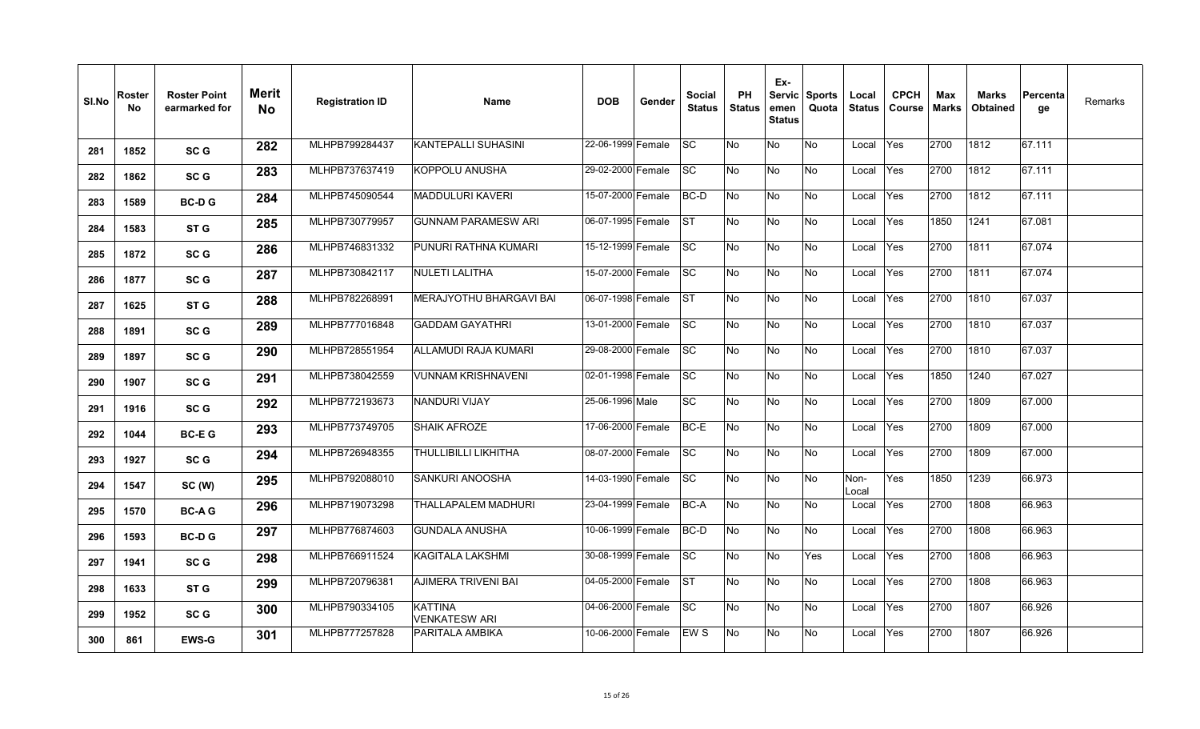| Sl.No | Roster No | Roster Point earmarked for | Merit No | Registration ID | Name | DOB | Gender | Social Status | PH Status | Ex-Servicemen Status | Sports Quota | Local Status | CPCH Course | Max Marks | Marks Obtained | Percentage | Remarks |
|---|---|---|---|---|---|---|---|---|---|---|---|---|---|---|---|---|---|
| 281 | 1852 | SC G | 282 | MLHPB799284437 | KANTEPALLI SUHASINI | 22-06-1999 | Female | SC | No | No | No | Local | Yes | 2700 | 1812 | 67.111 | |
| 282 | 1862 | SC G | 283 | MLHPB737637419 | KOPPOLU ANUSHA | 29-02-2000 | Female | SC | No | No | No | Local | Yes | 2700 | 1812 | 67.111 | |
| 283 | 1589 | BC-D G | 284 | MLHPB745090544 | MADDULURI KAVERI | 15-07-2000 | Female | BC-D | No | No | No | Local | Yes | 2700 | 1812 | 67.111 | |
| 284 | 1583 | ST G | 285 | MLHPB730779957 | GUNNAM PARAMESW ARI | 06-07-1995 | Female | ST | No | No | No | Local | Yes | 1850 | 1241 | 67.081 | |
| 285 | 1872 | SC G | 286 | MLHPB746831332 | PUNURI RATHNA KUMARI | 15-12-1999 | Female | SC | No | No | No | Local | Yes | 2700 | 1811 | 67.074 | |
| 286 | 1877 | SC G | 287 | MLHPB730842117 | NULETI LALITHA | 15-07-2000 | Female | SC | No | No | No | Local | Yes | 2700 | 1811 | 67.074 | |
| 287 | 1625 | ST G | 288 | MLHPB782268991 | MERAJYOTHU BHARGAVI BAI | 06-07-1998 | Female | ST | No | No | No | Local | Yes | 2700 | 1810 | 67.037 | |
| 288 | 1891 | SC G | 289 | MLHPB777016848 | GADDAM GAYATHRI | 13-01-2000 | Female | SC | No | No | No | Local | Yes | 2700 | 1810 | 67.037 | |
| 289 | 1897 | SC G | 290 | MLHPB728551954 | ALLAMUDI RAJA KUMARI | 29-08-2000 | Female | SC | No | No | No | Local | Yes | 2700 | 1810 | 67.037 | |
| 290 | 1907 | SC G | 291 | MLHPB738042559 | VUNNAM KRISHNAVENI | 02-01-1998 | Female | SC | No | No | No | Local | Yes | 1850 | 1240 | 67.027 | |
| 291 | 1916 | SC G | 292 | MLHPB772193673 | NANDURI VIJAY | 25-06-1996 | Male | SC | No | No | No | Local | Yes | 2700 | 1809 | 67.000 | |
| 292 | 1044 | BC-E G | 293 | MLHPB773749705 | SHAIK AFROZE | 17-06-2000 | Female | BC-E | No | No | No | Local | Yes | 2700 | 1809 | 67.000 | |
| 293 | 1927 | SC G | 294 | MLHPB726948355 | THULLIBILLI LIKHITHA | 08-07-2000 | Female | SC | No | No | No | Local | Yes | 2700 | 1809 | 67.000 | |
| 294 | 1547 | SC (W) | 295 | MLHPB792088010 | SANKURI ANOOSHA | 14-03-1990 | Female | SC | No | No | No | Non-Local | Yes | 1850 | 1239 | 66.973 | |
| 295 | 1570 | BC-A G | 296 | MLHPB719073298 | THALLAPALEM MADHURI | 23-04-1999 | Female | BC-A | No | No | No | Local | Yes | 2700 | 1808 | 66.963 | |
| 296 | 1593 | BC-D G | 297 | MLHPB776874603 | GUNDALA ANUSHA | 10-06-1999 | Female | BC-D | No | No | No | Local | Yes | 2700 | 1808 | 66.963 | |
| 297 | 1941 | SC G | 298 | MLHPB766911524 | KAGITALA LAKSHMI | 30-08-1999 | Female | SC | No | No | Yes | Local | Yes | 2700 | 1808 | 66.963 | |
| 298 | 1633 | ST G | 299 | MLHPB720796381 | AJIMERA TRIVENI BAI | 04-05-2000 | Female | ST | No | No | No | Local | Yes | 2700 | 1808 | 66.963 | |
| 299 | 1952 | SC G | 300 | MLHPB790334105 | KATTINA VENKATESW ARI | 04-06-2000 | Female | SC | No | No | No | Local | Yes | 2700 | 1807 | 66.926 | |
| 300 | 861 | EWS-G | 301 | MLHPB777257828 | PARITALA AMBIKA | 10-06-2000 | Female | EW S | No | No | No | Local | Yes | 2700 | 1807 | 66.926 | |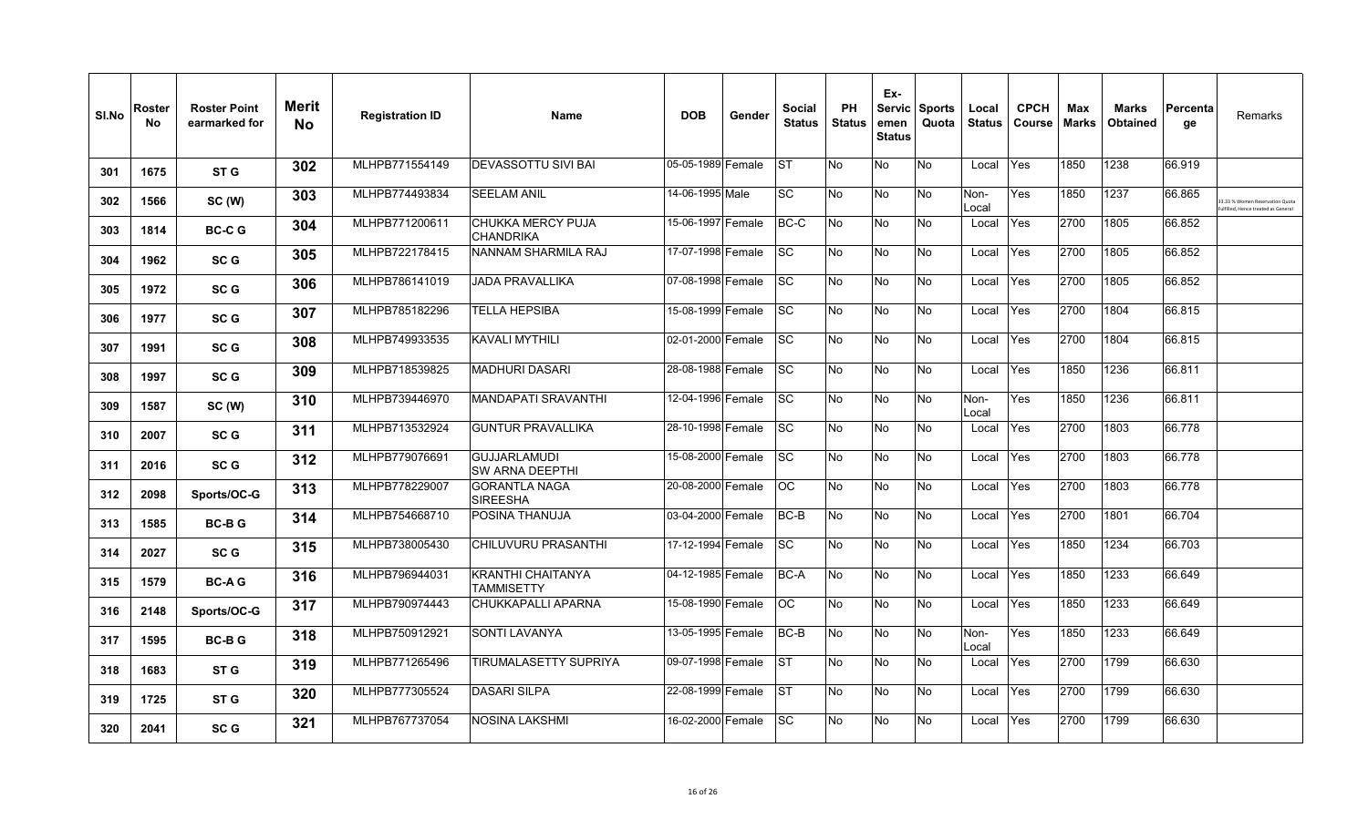| Sl.No | Roster No | Roster Point earmarked for | Merit No | Registration ID | Name | DOB | Gender | Social Status | PH Status | Ex-Servicemen Status | Sports Quota | Local Status | CPCH Course | Max Marks | Marks Obtained | Percentage | Remarks |
|---|---|---|---|---|---|---|---|---|---|---|---|---|---|---|---|---|---|
| 301 | 1675 | ST G | 302 | MLHPB771554149 | DEVASSOTTU SIVI BAI | 05-05-1989 | Female | ST | No | No | No | Local | Yes | 1850 | 1238 | 66.919 | |
| 302 | 1566 | SC (W) | 303 | MLHPB774493834 | SEELAM ANIL | 14-06-1995 | Male | SC | No | No | No | Non-Local | Yes | 1850 | 1237 | 66.865 | 33.33 % Women Reservation Quota fulfilled, Hence treated as General |
| 303 | 1814 | BC-C G | 304 | MLHPB771200611 | CHUKKA MERCY PUJA CHANDRIKA | 15-06-1997 | Female | BC-C | No | No | No | Local | Yes | 2700 | 1805 | 66.852 | |
| 304 | 1962 | SC G | 305 | MLHPB722178415 | NANNAM SHARMILA RAJ | 17-07-1998 | Female | SC | No | No | No | Local | Yes | 2700 | 1805 | 66.852 | |
| 305 | 1972 | SC G | 306 | MLHPB786141019 | JADA PRAVALLIKA | 07-08-1998 | Female | SC | No | No | No | Local | Yes | 2700 | 1805 | 66.852 | |
| 306 | 1977 | SC G | 307 | MLHPB785182296 | TELLA HEPSIBA | 15-08-1999 | Female | SC | No | No | No | Local | Yes | 2700 | 1804 | 66.815 | |
| 307 | 1991 | SC G | 308 | MLHPB749933535 | KAVALI MYTHILI | 02-01-2000 | Female | SC | No | No | No | Local | Yes | 2700 | 1804 | 66.815 | |
| 308 | 1997 | SC G | 309 | MLHPB718539825 | MADHURI DASARI | 28-08-1988 | Female | SC | No | No | No | Local | Yes | 1850 | 1236 | 66.811 | |
| 309 | 1587 | SC (W) | 310 | MLHPB739446970 | MANDAPATI SRAVANTHI | 12-04-1996 | Female | SC | No | No | No | Non-Local | Yes | 1850 | 1236 | 66.811 | |
| 310 | 2007 | SC G | 311 | MLHPB713532924 | GUNTUR PRAVALLIKA | 28-10-1998 | Female | SC | No | No | No | Local | Yes | 2700 | 1803 | 66.778 | |
| 311 | 2016 | SC G | 312 | MLHPB779076691 | GUJJARLAMUDI SW ARNA DEEPTHI | 15-08-2000 | Female | SC | No | No | No | Local | Yes | 2700 | 1803 | 66.778 | |
| 312 | 2098 | Sports/OC-G | 313 | MLHPB778229007 | GORANTLA NAGA SIREESHA | 20-08-2000 | Female | OC | No | No | No | Local | Yes | 2700 | 1803 | 66.778 | |
| 313 | 1585 | BC-B G | 314 | MLHPB754668710 | POSINA THANUJA | 03-04-2000 | Female | BC-B | No | No | No | Local | Yes | 2700 | 1801 | 66.704 | |
| 314 | 2027 | SC G | 315 | MLHPB738005430 | CHILUVURU PRASANTHI | 17-12-1994 | Female | SC | No | No | No | Local | Yes | 1850 | 1234 | 66.703 | |
| 315 | 1579 | BC-A G | 316 | MLHPB796944031 | KRANTHI CHAITANYA TAMMISETTY | 04-12-1985 | Female | BC-A | No | No | No | Local | Yes | 1850 | 1233 | 66.649 | |
| 316 | 2148 | Sports/OC-G | 317 | MLHPB790974443 | CHUKKAPALLI APARNA | 15-08-1990 | Female | OC | No | No | No | Local | Yes | 1850 | 1233 | 66.649 | |
| 317 | 1595 | BC-B G | 318 | MLHPB750912921 | SONTI LAVANYA | 13-05-1995 | Female | BC-B | No | No | No | Non-Local | Yes | 1850 | 1233 | 66.649 | |
| 318 | 1683 | ST G | 319 | MLHPB771265496 | TIRUMALASETTY SUPRIYA | 09-07-1998 | Female | ST | No | No | No | Local | Yes | 2700 | 1799 | 66.630 | |
| 319 | 1725 | ST G | 320 | MLHPB777305524 | DASARI SILPA | 22-08-1999 | Female | ST | No | No | No | Local | Yes | 2700 | 1799 | 66.630 | |
| 320 | 2041 | SC G | 321 | MLHPB767737054 | NOSINA LAKSHMI | 16-02-2000 | Female | SC | No | No | No | Local | Yes | 2700 | 1799 | 66.630 | |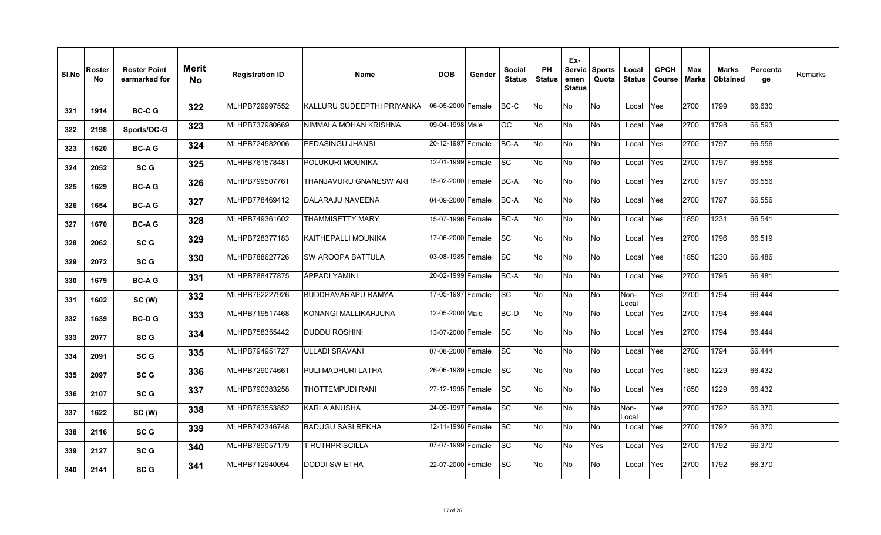| Sl.No | Roster No | Roster Point earmarked for | Merit No | Registration ID | Name | DOB | Gender | Social Status | PH Status | Ex-Servicemen Status | Sports Quota | Local Status | CPCH Course | Max Marks | Marks Obtained | Percentage | Remarks |
|---|---|---|---|---|---|---|---|---|---|---|---|---|---|---|---|---|---|
| 321 | 1914 | BC-C G | 322 | MLHPB729997552 | KALLURU SUDEEPTHI PRIYANKA | 06-05-2000 | Female | BC-C | No | No | No | Local | Yes | 2700 | 1799 | 66.630 | |
| 322 | 2198 | Sports/OC-G | 323 | MLHPB737980669 | NIMMALA MOHAN KRISHNA | 09-04-1998 | Male | OC | No | No | No | Local | Yes | 2700 | 1798 | 66.593 | |
| 323 | 1620 | BC-A G | 324 | MLHPB724582006 | PEDASINGU JHANSI | 20-12-1997 | Female | BC-A | No | No | No | Local | Yes | 2700 | 1797 | 66.556 | |
| 324 | 2052 | SC G | 325 | MLHPB761578481 | POLUKURI MOUNIKA | 12-01-1999 | Female | SC | No | No | No | Local | Yes | 2700 | 1797 | 66.556 | |
| 325 | 1629 | BC-A G | 326 | MLHPB799507761 | THANJAVURU GNANESW ARI | 15-02-2000 | Female | BC-A | No | No | No | Local | Yes | 2700 | 1797 | 66.556 | |
| 326 | 1654 | BC-A G | 327 | MLHPB778469412 | DALARAJU NAVEENA | 04-09-2000 | Female | BC-A | No | No | No | Local | Yes | 2700 | 1797 | 66.556 | |
| 327 | 1670 | BC-A G | 328 | MLHPB749361602 | THAMMISETTY MARY | 15-07-1996 | Female | BC-A | No | No | No | Local | Yes | 1850 | 1231 | 66.541 | |
| 328 | 2062 | SC G | 329 | MLHPB728377183 | KAITHEPALLI MOUNIKA | 17-06-2000 | Female | SC | No | No | No | Local | Yes | 2700 | 1796 | 66.519 | |
| 329 | 2072 | SC G | 330 | MLHPB788627726 | SW AROOPA BATTULA | 03-08-1985 | Female | SC | No | No | No | Local | Yes | 1850 | 1230 | 66.486 | |
| 330 | 1679 | BC-A G | 331 | MLHPB788477875 | APPADI YAMINI | 20-02-1999 | Female | BC-A | No | No | No | Local | Yes | 2700 | 1795 | 66.481 | |
| 331 | 1602 | SC (W) | 332 | MLHPB762227926 | BUDDHAVARAPU RAMYA | 17-05-1997 | Female | SC | No | No | No | Non-Local | Yes | 2700 | 1794 | 66.444 | |
| 332 | 1639 | BC-D G | 333 | MLHPB719517468 | KONANGI MALLIKARJUNA | 12-05-2000 | Male | BC-D | No | No | No | Local | Yes | 2700 | 1794 | 66.444 | |
| 333 | 2077 | SC G | 334 | MLHPB758355442 | DUDDU ROSHINI | 13-07-2000 | Female | SC | No | No | No | Local | Yes | 2700 | 1794 | 66.444 | |
| 334 | 2091 | SC G | 335 | MLHPB794951727 | ULLADI SRAVANI | 07-08-2000 | Female | SC | No | No | No | Local | Yes | 2700 | 1794 | 66.444 | |
| 335 | 2097 | SC G | 336 | MLHPB729074661 | PULI MADHURI LATHA | 26-06-1989 | Female | SC | No | No | No | Local | Yes | 1850 | 1229 | 66.432 | |
| 336 | 2107 | SC G | 337 | MLHPB790383258 | THOTTEMPUDI RANI | 27-12-1995 | Female | SC | No | No | No | Local | Yes | 1850 | 1229 | 66.432 | |
| 337 | 1622 | SC (W) | 338 | MLHPB763553852 | KARLA ANUSHA | 24-09-1997 | Female | SC | No | No | No | Non-Local | Yes | 2700 | 1792 | 66.370 | |
| 338 | 2116 | SC G | 339 | MLHPB742346748 | BADUGU SASI REKHA | 12-11-1998 | Female | SC | No | No | No | Local | Yes | 2700 | 1792 | 66.370 | |
| 339 | 2127 | SC G | 340 | MLHPB789057179 | T RUTHPRISCILLA | 07-07-1999 | Female | SC | No | No | Yes | Local | Yes | 2700 | 1792 | 66.370 | |
| 340 | 2141 | SC G | 341 | MLHPB712940094 | DODDI SW ETHA | 22-07-2000 | Female | SC | No | No | No | Local | Yes | 2700 | 1792 | 66.370 | |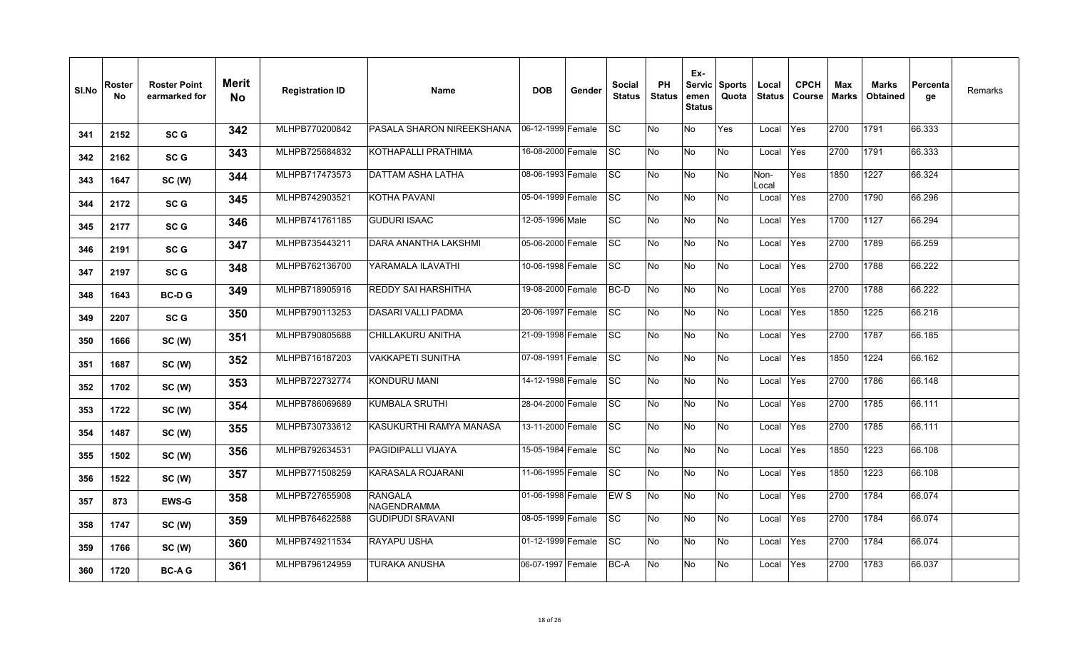| Sl.No | Roster No | Roster Point earmarked for | Merit No | Registration ID | Name | DOB | Gender | Social Status | PH Status | Ex-Servicemen Status | Sports Quota | Local Status | CPCH Course | Max Marks | Marks Obtained | Percentage | Remarks |
|---|---|---|---|---|---|---|---|---|---|---|---|---|---|---|---|---|---|
| 341 | 2152 | SC G | 342 | MLHPB770200842 | PASALA SHARON NIREEKSHANA | 06-12-1999 | Female | SC | No | No | Yes | Local | Yes | 2700 | 1791 | 66.333 | |
| 342 | 2162 | SC G | 343 | MLHPB725684832 | KOTHAPALLI PRATHIMA | 16-08-2000 | Female | SC | No | No | No | Local | Yes | 2700 | 1791 | 66.333 | |
| 343 | 1647 | SC (W) | 344 | MLHPB717473573 | DATTAM ASHA LATHA | 08-06-1993 | Female | SC | No | No | No | Non-Local | Yes | 1850 | 1227 | 66.324 | |
| 344 | 2172 | SC G | 345 | MLHPB742903521 | KOTHA PAVANI | 05-04-1999 | Female | SC | No | No | No | Local | Yes | 2700 | 1790 | 66.296 | |
| 345 | 2177 | SC G | 346 | MLHPB741761185 | GUDURI ISAAC | 12-05-1996 | Male | SC | No | No | No | Local | Yes | 1700 | 1127 | 66.294 | |
| 346 | 2191 | SC G | 347 | MLHPB735443211 | DARA ANANTHA LAKSHMI | 05-06-2000 | Female | SC | No | No | No | Local | Yes | 2700 | 1789 | 66.259 | |
| 347 | 2197 | SC G | 348 | MLHPB762136700 | YARAMALA ILAVATHI | 10-06-1998 | Female | SC | No | No | No | Local | Yes | 2700 | 1788 | 66.222 | |
| 348 | 1643 | BC-D G | 349 | MLHPB718905916 | REDDY SAI HARSHITHA | 19-08-2000 | Female | BC-D | No | No | No | Local | Yes | 2700 | 1788 | 66.222 | |
| 349 | 2207 | SC G | 350 | MLHPB790113253 | DASARI VALLI PADMA | 20-06-1997 | Female | SC | No | No | No | Local | Yes | 1850 | 1225 | 66.216 | |
| 350 | 1666 | SC (W) | 351 | MLHPB790805688 | CHILLAKURU ANITHA | 21-09-1998 | Female | SC | No | No | No | Local | Yes | 2700 | 1787 | 66.185 | |
| 351 | 1687 | SC (W) | 352 | MLHPB716187203 | VAKKAPETI SUNITHA | 07-08-1991 | Female | SC | No | No | No | Local | Yes | 1850 | 1224 | 66.162 | |
| 352 | 1702 | SC (W) | 353 | MLHPB722732774 | KONDURU MANI | 14-12-1998 | Female | SC | No | No | No | Local | Yes | 2700 | 1786 | 66.148 | |
| 353 | 1722 | SC (W) | 354 | MLHPB786069689 | KUMBALA SRUTHI | 28-04-2000 | Female | SC | No | No | No | Local | Yes | 2700 | 1785 | 66.111 | |
| 354 | 1487 | SC (W) | 355 | MLHPB730733612 | KASUKURTHI RAMYA MANASA | 13-11-2000 | Female | SC | No | No | No | Local | Yes | 2700 | 1785 | 66.111 | |
| 355 | 1502 | SC (W) | 356 | MLHPB792634531 | PAGIDIPALLI VIJAYA | 15-05-1984 | Female | SC | No | No | No | Local | Yes | 1850 | 1223 | 66.108 | |
| 356 | 1522 | SC (W) | 357 | MLHPB771508259 | KARASALA ROJARANI | 11-06-1995 | Female | SC | No | No | No | Local | Yes | 1850 | 1223 | 66.108 | |
| 357 | 873 | EWS-G | 358 | MLHPB727655908 | RANGALA NAGENDRAMMA | 01-06-1998 | Female | EW S | No | No | No | Local | Yes | 2700 | 1784 | 66.074 | |
| 358 | 1747 | SC (W) | 359 | MLHPB764622588 | GUDIPUDI SRAVANI | 08-05-1999 | Female | SC | No | No | No | Local | Yes | 2700 | 1784 | 66.074 | |
| 359 | 1766 | SC (W) | 360 | MLHPB749211534 | RAYAPU USHA | 01-12-1999 | Female | SC | No | No | No | Local | Yes | 2700 | 1784 | 66.074 | |
| 360 | 1720 | BC-A G | 361 | MLHPB796124959 | TURAKA ANUSHA | 06-07-1997 | Female | BC-A | No | No | No | Local | Yes | 2700 | 1783 | 66.037 | |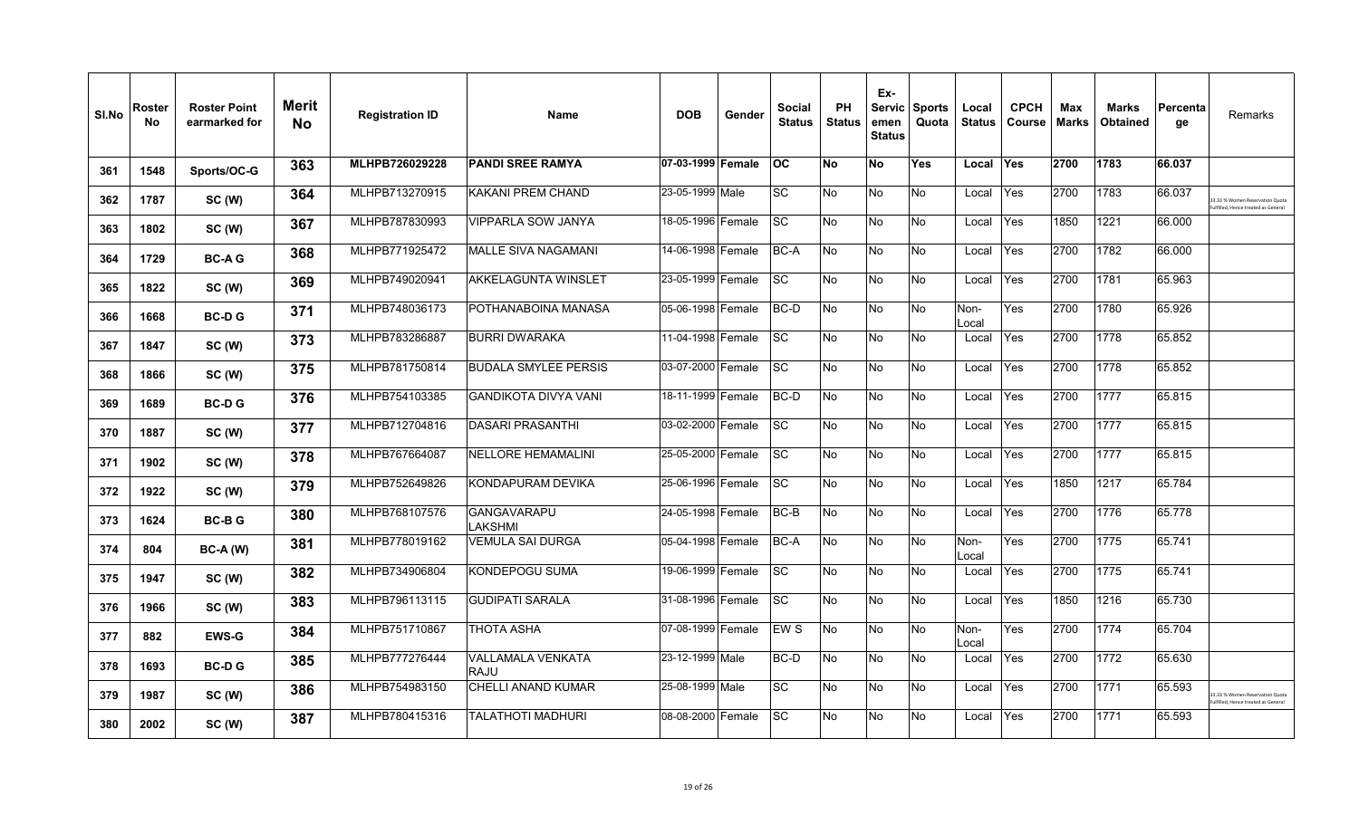| Sl.No | Roster No | Roster Point earmarked for | Merit No | Registration ID | Name | DOB | Gender | Social Status | PH Status | Ex-Servicemen Status | Sports Quota | Local Status | CPCH Course | Max Marks | Marks Obtained | Percentage | Remarks |
|---|---|---|---|---|---|---|---|---|---|---|---|---|---|---|---|---|---|
| **361** | **1548** | **Sports/OC-G** | **363** | **MLHPB726029228** | **PANDI SREE RAMYA** | **07-03-1999** | **Female** | **OC** | **No** | **No** | **Yes** | **Local** | **Yes** | **2700** | **1783** | **66.037** | |
| 362 | 1787 | SC (W) | 364 | MLHPB713270915 | KAKANI PREM CHAND | 23-05-1999 | Male | SC | No | No | No | Local | Yes | 2700 | 1783 | 66.037 | 33.33 % Women Reservation Quota Fulfilled, Hence treated as General |
| 363 | 1802 | SC (W) | 367 | MLHPB787830993 | VIPPARLA SOW JANYA | 18-05-1996 | Female | SC | No | No | No | Local | Yes | 1850 | 1221 | 66.000 | |
| 364 | 1729 | BC-A G | 368 | MLHPB771925472 | MALLE SIVA NAGAMANI | 14-06-1998 | Female | BC-A | No | No | No | Local | Yes | 2700 | 1782 | 66.000 | |
| 365 | 1822 | SC (W) | 369 | MLHPB749020941 | AKKELAGUNTA WINSLET | 23-05-1999 | Female | SC | No | No | No | Local | Yes | 2700 | 1781 | 65.963 | |
| 366 | 1668 | BC-D G | 371 | MLHPB748036173 | POTHANABOINA MANASA | 05-06-1998 | Female | BC-D | No | No | No | Non-Local | Yes | 2700 | 1780 | 65.926 | |
| 367 | 1847 | SC (W) | 373 | MLHPB783286887 | BURRI DWARAKA | 11-04-1998 | Female | SC | No | No | No | Local | Yes | 2700 | 1778 | 65.852 | |
| 368 | 1866 | SC (W) | 375 | MLHPB781750814 | BUDALA SMYLEE PERSIS | 03-07-2000 | Female | SC | No | No | No | Local | Yes | 2700 | 1778 | 65.852 | |
| 369 | 1689 | BC-D G | 376 | MLHPB754103385 | GANDIKOTA DIVYA VANI | 18-11-1999 | Female | BC-D | No | No | No | Local | Yes | 2700 | 1777 | 65.815 | |
| 370 | 1887 | SC (W) | 377 | MLHPB712704816 | DASARI PRASANTHI | 03-02-2000 | Female | SC | No | No | No | Local | Yes | 2700 | 1777 | 65.815 | |
| 371 | 1902 | SC (W) | 378 | MLHPB767664087 | NELLORE HEMAMALINI | 25-05-2000 | Female | SC | No | No | No | Local | Yes | 2700 | 1777 | 65.815 | |
| 372 | 1922 | SC (W) | 379 | MLHPB752649826 | KONDAPURAM DEVIKA | 25-06-1996 | Female | SC | No | No | No | Local | Yes | 1850 | 1217 | 65.784 | |
| 373 | 1624 | BC-B G | 380 | MLHPB768107576 | GANGAVARAPU LAKSHMI | 24-05-1998 | Female | BC-B | No | No | No | Local | Yes | 2700 | 1776 | 65.778 | |
| 374 | 804 | BC-A (W) | 381 | MLHPB778019162 | VEMULA SAI DURGA | 05-04-1998 | Female | BC-A | No | No | No | Non-Local | Yes | 2700 | 1775 | 65.741 | |
| 375 | 1947 | SC (W) | 382 | MLHPB734906804 | KONDEPOGU SUMA | 19-06-1999 | Female | SC | No | No | No | Local | Yes | 2700 | 1775 | 65.741 | |
| 376 | 1966 | SC (W) | 383 | MLHPB796113115 | GUDIPATI SARALA | 31-08-1996 | Female | SC | No | No | No | Local | Yes | 1850 | 1216 | 65.730 | |
| 377 | 882 | EWS-G | 384 | MLHPB751710867 | THOTA ASHA | 07-08-1999 | Female | EW S | No | No | No | Non-Local | Yes | 2700 | 1774 | 65.704 | |
| 378 | 1693 | BC-D G | 385 | MLHPB777276444 | VALLAMALA VENKATA RAJU | 23-12-1999 | Male | BC-D | No | No | No | Local | Yes | 2700 | 1772 | 65.630 | |
| 379 | 1987 | SC (W) | 386 | MLHPB754983150 | CHELLI ANAND KUMAR | 25-08-1999 | Male | SC | No | No | No | Local | Yes | 2700 | 1771 | 65.593 | 33.33 % Women Reservation Quota Fulfilled, Hence treated as General |
| 380 | 2002 | SC (W) | 387 | MLHPB780415316 | TALATHOTI MADHURI | 08-08-2000 | Female | SC | No | No | No | Local | Yes | 2700 | 1771 | 65.593 | |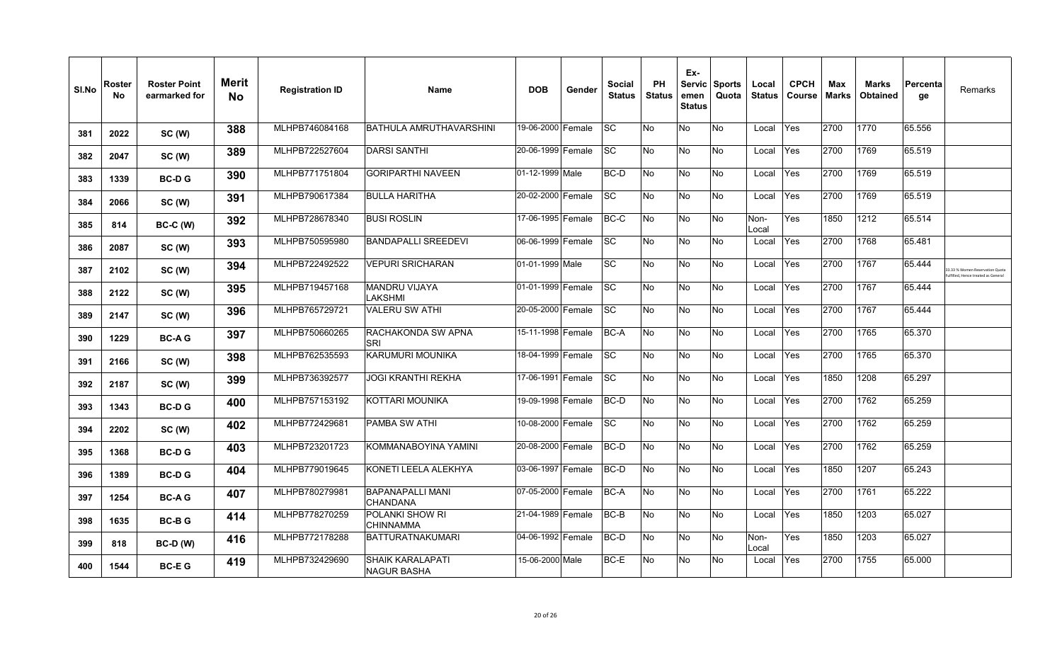| Sl.No | Roster No | Roster Point earmarked for | Merit No | Registration ID | Name | DOB | Gender | Social Status | PH Status | Ex-Servicemen Status | Sports Quota | Local Status | CPCH Course | Max Marks | Marks Obtained | Percentage | Remarks |
|---|---|---|---|---|---|---|---|---|---|---|---|---|---|---|---|---|---|
| 381 | 2022 | SC (W) | 388 | MLHPB746084168 | BATHULA AMRUTHAVARSHINI | 19-06-2000 | Female | SC | No | No | No | Local | Yes | 2700 | 1770 | 65.556 | |
| 382 | 2047 | SC (W) | 389 | MLHPB722527604 | DARSI SANTHI | 20-06-1999 | Female | SC | No | No | No | Local | Yes | 2700 | 1769 | 65.519 | |
| 383 | 1339 | BC-D G | 390 | MLHPB771751804 | GORIPARTHI NAVEEN | 01-12-1999 | Male | BC-D | No | No | No | Local | Yes | 2700 | 1769 | 65.519 | |
| 384 | 2066 | SC (W) | 391 | MLHPB790617384 | BULLA HARITHA | 20-02-2000 | Female | SC | No | No | No | Local | Yes | 2700 | 1769 | 65.519 | |
| 385 | 814 | BC-C (W) | 392 | MLHPB728678340 | BUSI ROSLIN | 17-06-1995 | Female | BC-C | No | No | No | Non-Local | Yes | 1850 | 1212 | 65.514 | |
| 386 | 2087 | SC (W) | 393 | MLHPB750595980 | BANDAPALLI SREEDEVI | 06-06-1999 | Female | SC | No | No | No | Local | Yes | 2700 | 1768 | 65.481 | |
| 387 | 2102 | SC (W) | 394 | MLHPB722492522 | VEPURI SRICHARAN | 01-01-1999 | Male | SC | No | No | No | Local | Yes | 2700 | 1767 | 65.444 | 33.33 % Women Reservation Quota Fulfilled, Hence treated as General |
| 388 | 2122 | SC (W) | 395 | MLHPB719457168 | MANDRU VIJAYA LAKSHMI | 01-01-1999 | Female | SC | No | No | No | Local | Yes | 2700 | 1767 | 65.444 | |
| 389 | 2147 | SC (W) | 396 | MLHPB765729721 | VALERU SW ATHI | 20-05-2000 | Female | SC | No | No | No | Local | Yes | 2700 | 1767 | 65.444 | |
| 390 | 1229 | BC-A G | 397 | MLHPB750660265 | RACHAKONDA SW APNA SRI | 15-11-1998 | Female | BC-A | No | No | No | Local | Yes | 2700 | 1765 | 65.370 | |
| 391 | 2166 | SC (W) | 398 | MLHPB762535593 | KARUMURI MOUNIKA | 18-04-1999 | Female | SC | No | No | No | Local | Yes | 2700 | 1765 | 65.370 | |
| 392 | 2187 | SC (W) | 399 | MLHPB736392577 | JOGI KRANTHI REKHA | 17-06-1991 | Female | SC | No | No | No | Local | Yes | 1850 | 1208 | 65.297 | |
| 393 | 1343 | BC-D G | 400 | MLHPB757153192 | KOTTARI MOUNIKA | 19-09-1998 | Female | BC-D | No | No | No | Local | Yes | 2700 | 1762 | 65.259 | |
| 394 | 2202 | SC (W) | 402 | MLHPB772429681 | PAMBA SW ATHI | 10-08-2000 | Female | SC | No | No | No | Local | Yes | 2700 | 1762 | 65.259 | |
| 395 | 1368 | BC-D G | 403 | MLHPB723201723 | KOMMANABOYINA YAMINI | 20-08-2000 | Female | BC-D | No | No | No | Local | Yes | 2700 | 1762 | 65.259 | |
| 396 | 1389 | BC-D G | 404 | MLHPB779019645 | KONETI LEELA ALEKHYA | 03-06-1997 | Female | BC-D | No | No | No | Local | Yes | 1850 | 1207 | 65.243 | |
| 397 | 1254 | BC-A G | 407 | MLHPB780279981 | BAPANAPALLI MANI CHANDANA | 07-05-2000 | Female | BC-A | No | No | No | Local | Yes | 2700 | 1761 | 65.222 | |
| 398 | 1635 | BC-B G | 414 | MLHPB778270259 | POLANKI SHOW RI CHINNAMMA | 21-04-1989 | Female | BC-B | No | No | No | Local | Yes | 1850 | 1203 | 65.027 | |
| 399 | 818 | BC-D (W) | 416 | MLHPB772178288 | BATTURATNAKUMARI | 04-06-1992 | Female | BC-D | No | No | No | Non-Local | Yes | 1850 | 1203 | 65.027 | |
| 400 | 1544 | BC-E G | 419 | MLHPB732429690 | SHAIK KARALAPATI NAGUR BASHA | 15-06-2000 | Male | BC-E | No | No | No | Local | Yes | 2700 | 1755 | 65.000 | |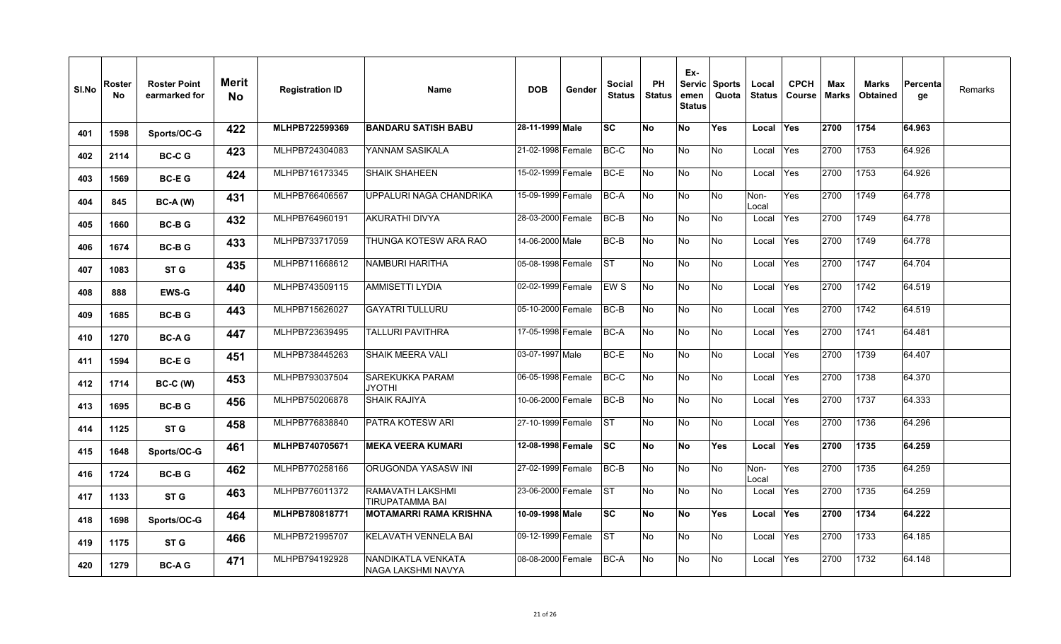| Sl.No | Roster No | Roster Point earmarked for | Merit No | Registration ID | Name | DOB | Gender | Social Status | PH Status | Ex-Servicemen Status | Sports Quota | Local Status | CPCH Course | Max Marks | Marks Obtained | Percentage | Remarks |
|---|---|---|---|---|---|---|---|---|---|---|---|---|---|---|---|---|---|
| 401 | 1598 | Sports/OC-G | 422 | **MLHPB722599369** | **BANDARU SATISH BABU** | **28-11-1999** | **Male** | **SC** | **No** | **No** | **Yes** | **Local** | **Yes** | **2700** | **1754** | **64.963** | |
| 402 | 2114 | BC-C G | 423 | MLHPB724304083 | YANNAM SASIKALA | 21-02-1998 | Female | BC-C | No | No | No | Local | Yes | 2700 | 1753 | 64.926 | |
| 403 | 1569 | BC-E G | 424 | MLHPB716173345 | SHAIK SHAHEEN | 15-02-1999 | Female | BC-E | No | No | No | Local | Yes | 2700 | 1753 | 64.926 | |
| 404 | 845 | BC-A (W) | 431 | MLHPB766406567 | UPPALURI NAGA CHANDRIKA | 15-09-1999 | Female | BC-A | No | No | No | Non-Local | Yes | 2700 | 1749 | 64.778 | |
| 405 | 1660 | BC-B G | 432 | MLHPB764960191 | AKURATHI DIVYA | 28-03-2000 | Female | BC-B | No | No | No | Local | Yes | 2700 | 1749 | 64.778 | |
| 406 | 1674 | BC-B G | 433 | MLHPB733717059 | THUNGA KOTESW ARA RAO | 14-06-2000 | Male | BC-B | No | No | No | Local | Yes | 2700 | 1749 | 64.778 | |
| 407 | 1083 | ST G | 435 | MLHPB711668612 | NAMBURI HARITHA | 05-08-1998 | Female | ST | No | No | No | Local | Yes | 2700 | 1747 | 64.704 | |
| 408 | 888 | EWS-G | 440 | MLHPB743509115 | AMMISETTI LYDIA | 02-02-1999 | Female | EW S | No | No | No | Local | Yes | 2700 | 1742 | 64.519 | |
| 409 | 1685 | BC-B G | 443 | MLHPB715626027 | GAYATRI TULLURU | 05-10-2000 | Female | BC-B | No | No | No | Local | Yes | 2700 | 1742 | 64.519 | |
| 410 | 1270 | BC-A G | 447 | MLHPB723639495 | TALLURI PAVITHRA | 17-05-1998 | Female | BC-A | No | No | No | Local | Yes | 2700 | 1741 | 64.481 | |
| 411 | 1594 | BC-E G | 451 | MLHPB738445263 | SHAIK MEERA VALI | 03-07-1997 | Male | BC-E | No | No | No | Local | Yes | 2700 | 1739 | 64.407 | |
| 412 | 1714 | BC-C (W) | 453 | MLHPB793037504 | SAREKUKKA PARAM JYOTHI | 06-05-1998 | Female | BC-C | No | No | No | Local | Yes | 2700 | 1738 | 64.370 | |
| 413 | 1695 | BC-B G | 456 | MLHPB750206878 | SHAIK RAJIYA | 10-06-2000 | Female | BC-B | No | No | No | Local | Yes | 2700 | 1737 | 64.333 | |
| 414 | 1125 | ST G | 458 | MLHPB776838840 | PATRA KOTESW ARI | 27-10-1999 | Female | ST | No | No | No | Local | Yes | 2700 | 1736 | 64.296 | |
| 415 | 1648 | Sports/OC-G | 461 | **MLHPB740705671** | **MEKA VEERA KUMARI** | **12-08-1998** | **Female** | **SC** | **No** | **No** | **Yes** | **Local** | **Yes** | **2700** | **1735** | **64.259** | |
| 416 | 1724 | BC-B G | 462 | MLHPB770258166 | ORUGONDA YASASW INI | 27-02-1999 | Female | BC-B | No | No | No | Non-Local | Yes | 2700 | 1735 | 64.259 | |
| 417 | 1133 | ST G | 463 | MLHPB776011372 | RAMAVATH LAKSHMI TIRUPATAMMA BAI | 23-06-2000 | Female | ST | No | No | No | Local | Yes | 2700 | 1735 | 64.259 | |
| 418 | 1698 | Sports/OC-G | 464 | **MLHPB780818771** | **MOTAMARRI RAMA KRISHNA** | **10-09-1998** | **Male** | **SC** | **No** | **No** | **Yes** | **Local** | **Yes** | **2700** | **1734** | **64.222** | |
| 419 | 1175 | ST G | 466 | MLHPB721995707 | KELAVATH VENNELA BAI | 09-12-1999 | Female | ST | No | No | No | Local | Yes | 2700 | 1733 | 64.185 | |
| 420 | 1279 | BC-A G | 471 | MLHPB794192928 | NANDIKATLA VENKATA NAGA LAKSHMI NAVYA | 08-08-2000 | Female | BC-A | No | No | No | Local | Yes | 2700 | 1732 | 64.148 | |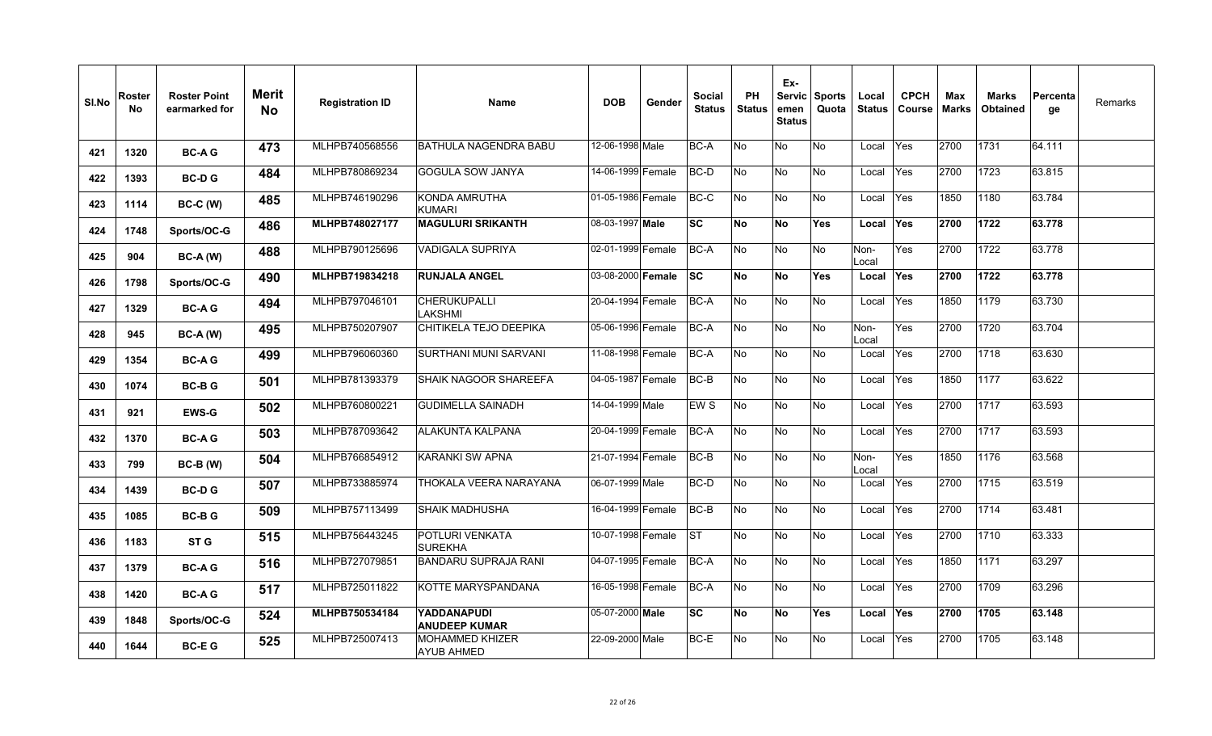| Sl.No | Roster No | Roster Point earmarked for | Merit No | Registration ID | Name | DOB | Gender | Social Status | PH Status | Ex-Servicemen Status | Sports Quota | Local Status | CPCH Course | Max Marks | Marks Obtained | Percentage | Remarks |
|---|---|---|---|---|---|---|---|---|---|---|---|---|---|---|---|---|---|
| 421 | 1320 | BC-A G | 473 | MLHPB740568556 | BATHULA NAGENDRA BABU | 12-06-1998 | Male | BC-A | No | No | No | Local | Yes | 2700 | 1731 | 64.111 | |
| 422 | 1393 | BC-D G | 484 | MLHPB780869234 | GOGULA SOW JANYA | 14-06-1999 | Female | BC-D | No | No | No | Local | Yes | 2700 | 1723 | 63.815 | |
| 423 | 1114 | BC-C (W) | 485 | MLHPB746190296 | KONDA AMRUTHA KUMARI | 01-05-1986 | Female | BC-C | No | No | No | Local | Yes | 1850 | 1180 | 63.784 | |
| 424 | 1748 | Sports/OC-G | 486 | **MLHPB748027177** | **MAGULURI SRIKANTH** | 08-03-1997 | **Male** | **SC** | **No** | **No** | **Yes** | **Local** | **Yes** | **2700** | **1722** | **63.778** | |
| 425 | 904 | BC-A (W) | 488 | MLHPB790125696 | VADIGALA SUPRIYA | 02-01-1999 | Female | BC-A | No | No | No | Non-Local | Yes | 2700 | 1722 | 63.778 | |
| 426 | 1798 | Sports/OC-G | 490 | **MLHPB719834218** | **RUNJALA ANGEL** | 03-08-2000 | **Female** | **SC** | **No** | **No** | **Yes** | **Local** | **Yes** | **2700** | **1722** | **63.778** | |
| 427 | 1329 | BC-A G | 494 | MLHPB797046101 | CHERUKUPALLI LAKSHMI | 20-04-1994 | Female | BC-A | No | No | No | Local | Yes | 1850 | 1179 | 63.730 | |
| 428 | 945 | BC-A (W) | 495 | MLHPB750207907 | CHITIKELA TEJO DEEPIKA | 05-06-1996 | Female | BC-A | No | No | No | Non-Local | Yes | 2700 | 1720 | 63.704 | |
| 429 | 1354 | BC-A G | 499 | MLHPB796060360 | SURTHANI MUNI SARVANI | 11-08-1998 | Female | BC-A | No | No | No | Local | Yes | 2700 | 1718 | 63.630 | |
| 430 | 1074 | BC-B G | 501 | MLHPB781393379 | SHAIK NAGOOR SHAREEFA | 04-05-1987 | Female | BC-B | No | No | No | Local | Yes | 1850 | 1177 | 63.622 | |
| 431 | 921 | EWS-G | 502 | MLHPB760800221 | GUDIMELLA SAINADH | 14-04-1999 | Male | EW S | No | No | No | Local | Yes | 2700 | 1717 | 63.593 | |
| 432 | 1370 | BC-A G | 503 | MLHPB787093642 | ALAKUNTA KALPANA | 20-04-1999 | Female | BC-A | No | No | No | Local | Yes | 2700 | 1717 | 63.593 | |
| 433 | 799 | BC-B (W) | 504 | MLHPB766854912 | KARANKI SW APNA | 21-07-1994 | Female | BC-B | No | No | No | Non-Local | Yes | 1850 | 1176 | 63.568 | |
| 434 | 1439 | BC-D G | 507 | MLHPB733885974 | THOKALA VEERA NARAYANA | 06-07-1999 | Male | BC-D | No | No | No | Local | Yes | 2700 | 1715 | 63.519 | |
| 435 | 1085 | BC-B G | 509 | MLHPB757113499 | SHAIK MADHUSHA | 16-04-1999 | Female | BC-B | No | No | No | Local | Yes | 2700 | 1714 | 63.481 | |
| 436 | 1183 | ST G | 515 | MLHPB756443245 | POTLURI VENKATA SUREKHA | 10-07-1998 | Female | ST | No | No | No | Local | Yes | 2700 | 1710 | 63.333 | |
| 437 | 1379 | BC-A G | 516 | MLHPB727079851 | BANDARU SUPRAJA RANI | 04-07-1995 | Female | BC-A | No | No | No | Local | Yes | 1850 | 1171 | 63.297 | |
| 438 | 1420 | BC-A G | 517 | MLHPB725011822 | KOTTE MARYSPANDANA | 16-05-1998 | Female | BC-A | No | No | No | Local | Yes | 2700 | 1709 | 63.296 | |
| 439 | 1848 | Sports/OC-G | 524 | **MLHPB750534184** | **YADDANAPUDI ANUDEEP KUMAR** | 05-07-2000 | **Male** | **SC** | **No** | **No** | **Yes** | **Local** | **Yes** | **2700** | **1705** | **63.148** | |
| 440 | 1644 | BC-E G | 525 | MLHPB725007413 | MOHAMMED KHIZER AYUB AHMED | 22-09-2000 | Male | BC-E | No | No | No | Local | Yes | 2700 | 1705 | 63.148 | |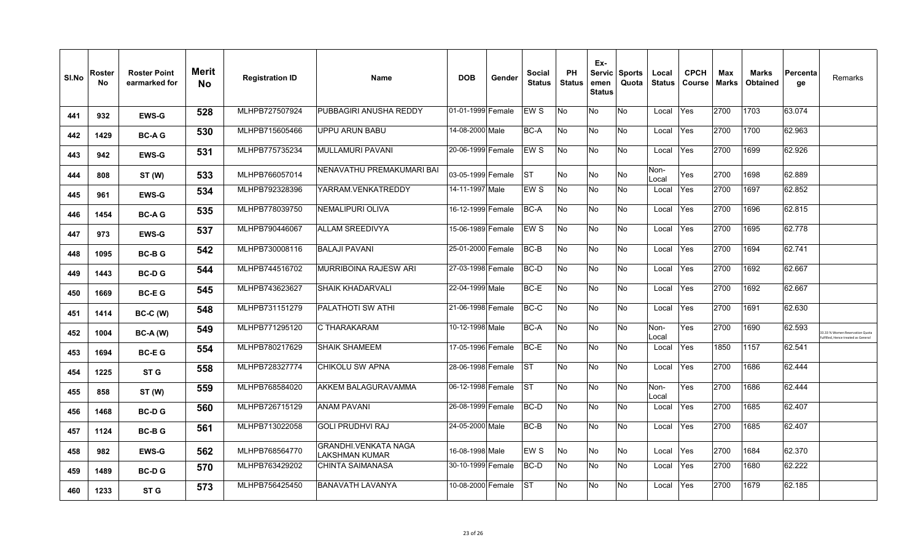| Sl.No | Roster No | Roster Point earmarked for | Merit No | Registration ID | Name | DOB | Gender | Social Status | PH Status | Ex-Servicemen Status | Sports Quota | Local Status | CPCH Course | Max Marks | Marks Obtained | Percentage | Remarks |
|---|---|---|---|---|---|---|---|---|---|---|---|---|---|---|---|---|---|
| 441 | 932 | EWS-G | 528 | MLHPB727507924 | PUBBAGIRI ANUSHA REDDY | 01-01-1999 | Female | EW S | No | No | No | Local | Yes | 2700 | 1703 | 63.074 | |
| 442 | 1429 | BC-A G | 530 | MLHPB715605466 | UPPU ARUN BABU | 14-08-2000 | Male | BC-A | No | No | No | Local | Yes | 2700 | 1700 | 62.963 | |
| 443 | 942 | EWS-G | 531 | MLHPB775735234 | MULLAMURI PAVANI | 20-06-1999 | Female | EW S | No | No | No | Local | Yes | 2700 | 1699 | 62.926 | |
| 444 | 808 | ST (W) | 533 | MLHPB766057014 | NENAVATHU PREMAKUMARI BAI | 03-05-1999 | Female | ST | No | No | No | Non-Local | Yes | 2700 | 1698 | 62.889 | |
| 445 | 961 | EWS-G | 534 | MLHPB792328396 | YARRAM.VENKATREDDY | 14-11-1997 | Male | EW S | No | No | No | Local | Yes | 2700 | 1697 | 62.852 | |
| 446 | 1454 | BC-A G | 535 | MLHPB778039750 | NEMALIPURI OLIVA | 16-12-1999 | Female | BC-A | No | No | No | Local | Yes | 2700 | 1696 | 62.815 | |
| 447 | 973 | EWS-G | 537 | MLHPB790446067 | ALLAM SREEDIVYA | 15-06-1989 | Female | EW S | No | No | No | Local | Yes | 2700 | 1695 | 62.778 | |
| 448 | 1095 | BC-B G | 542 | MLHPB730008116 | BALAJI PAVANI | 25-01-2000 | Female | BC-B | No | No | No | Local | Yes | 2700 | 1694 | 62.741 | |
| 449 | 1443 | BC-D G | 544 | MLHPB744516702 | MURRIBOINA RAJESW ARI | 27-03-1998 | Female | BC-D | No | No | No | Local | Yes | 2700 | 1692 | 62.667 | |
| 450 | 1669 | BC-E G | 545 | MLHPB743623627 | SHAIK KHADARVALI | 22-04-1999 | Male | BC-E | No | No | No | Local | Yes | 2700 | 1692 | 62.667 | |
| 451 | 1414 | BC-C (W) | 548 | MLHPB731151279 | PALATHOTI SW ATHI | 21-06-1998 | Female | BC-C | No | No | No | Local | Yes | 2700 | 1691 | 62.630 | |
| 452 | 1004 | BC-A (W) | 549 | MLHPB771295120 | C THARAKARAM | 10-12-1998 | Male | BC-A | No | No | No | Non-Local | Yes | 2700 | 1690 | 62.593 | 33.33 % Women Reservation Quota Fulfilled, Hence treated as General |
| 453 | 1694 | BC-E G | 554 | MLHPB780217629 | SHAIK SHAMEEM | 17-05-1996 | Female | BC-E | No | No | No | Local | Yes | 1850 | 1157 | 62.541 | |
| 454 | 1225 | ST G | 558 | MLHPB728327774 | CHIKOLU SW APNA | 28-06-1998 | Female | ST | No | No | No | Local | Yes | 2700 | 1686 | 62.444 | |
| 455 | 858 | ST (W) | 559 | MLHPB768584020 | AKKEM BALAGURAVAMMA | 06-12-1998 | Female | ST | No | No | No | Non-Local | Yes | 2700 | 1686 | 62.444 | |
| 456 | 1468 | BC-D G | 560 | MLHPB726715129 | ANAM PAVANI | 26-08-1999 | Female | BC-D | No | No | No | Local | Yes | 2700 | 1685 | 62.407 | |
| 457 | 1124 | BC-B G | 561 | MLHPB713022058 | GOLI PRUDHVI RAJ | 24-05-2000 | Male | BC-B | No | No | No | Local | Yes | 2700 | 1685 | 62.407 | |
| 458 | 982 | EWS-G | 562 | MLHPB768564770 | GRANDHI.VENKATA NAGA LAKSHMAN KUMAR | 16-08-1998 | Male | EW S | No | No | No | Local | Yes | 2700 | 1684 | 62.370 | |
| 459 | 1489 | BC-D G | 570 | MLHPB763429202 | CHINTA SAIMANASA | 30-10-1999 | Female | BC-D | No | No | No | Local | Yes | 2700 | 1680 | 62.222 | |
| 460 | 1233 | ST G | 573 | MLHPB756425450 | BANAVATH LAVANYA | 10-08-2000 | Female | ST | No | No | No | Local | Yes | 2700 | 1679 | 62.185 | |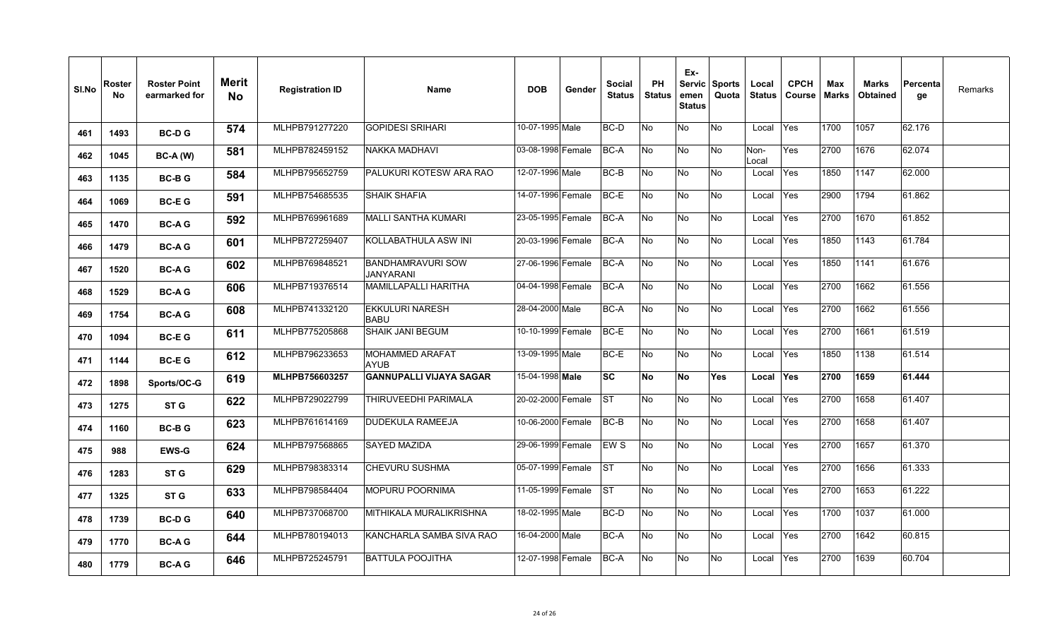| Sl.No | Roster No | Roster Point earmarked for | Merit No | Registration ID | Name | DOB | Gender | Social Status | PH Status | Ex-Servicemen Status | Sports Quota | Local Status | CPCH Course | Max Marks | Marks Obtained | Percentage | Remarks |
|---|---|---|---|---|---|---|---|---|---|---|---|---|---|---|---|---|---|
| 461 | 1493 | BC-D G | 574 | MLHPB791277220 | GOPIDESI SRIHARI | 10-07-1995 | Male | BC-D | No | No | No | Local | Yes | 1700 | 1057 | 62.176 | |
| 462 | 1045 | BC-A (W) | 581 | MLHPB782459152 | NAKKA MADHAVI | 03-08-1998 | Female | BC-A | No | No | No | Non-Local | Yes | 2700 | 1676 | 62.074 | |
| 463 | 1135 | BC-B G | 584 | MLHPB795652759 | PALUKURI KOTESW ARA RAO | 12-07-1996 | Male | BC-B | No | No | No | Local | Yes | 1850 | 1147 | 62.000 | |
| 464 | 1069 | BC-E G | 591 | MLHPB754685535 | SHAIK SHAFIA | 14-07-1996 | Female | BC-E | No | No | No | Local | Yes | 2900 | 1794 | 61.862 | |
| 465 | 1470 | BC-A G | 592 | MLHPB769961689 | MALLI SANTHA KUMARI | 23-05-1995 | Female | BC-A | No | No | No | Local | Yes | 2700 | 1670 | 61.852 | |
| 466 | 1479 | BC-A G | 601 | MLHPB727259407 | KOLLABATHULA ASW INI | 20-03-1996 | Female | BC-A | No | No | No | Local | Yes | 1850 | 1143 | 61.784 | |
| 467 | 1520 | BC-A G | 602 | MLHPB769848521 | BANDHAMRAVURI SOW JANYARANI | 27-06-1996 | Female | BC-A | No | No | No | Local | Yes | 1850 | 1141 | 61.676 | |
| 468 | 1529 | BC-A G | 606 | MLHPB719376514 | MAMILLAPALLI HARITHA | 04-04-1998 | Female | BC-A | No | No | No | Local | Yes | 2700 | 1662 | 61.556 | |
| 469 | 1754 | BC-A G | 608 | MLHPB741332120 | EKKULURI NARESH BABU | 28-04-2000 | Male | BC-A | No | No | No | Local | Yes | 2700 | 1662 | 61.556 | |
| 470 | 1094 | BC-E G | 611 | MLHPB775205868 | SHAIK JANI BEGUM | 10-10-1999 | Female | BC-E | No | No | No | Local | Yes | 2700 | 1661 | 61.519 | |
| 471 | 1144 | BC-E G | 612 | MLHPB796233653 | MOHAMMED ARAFAT AYUB | 13-09-1995 | Male | BC-E | No | No | No | Local | Yes | 1850 | 1138 | 61.514 | |
| 472 | 1898 | Sports/OC-G | 619 | **MLHPB756603257** | **GANNUPALLI VIJAYA SAGAR** | 15-04-1998 | **Male** | **SC** | **No** | **No** | **Yes** | **Local** | **Yes** | **2700** | **1659** | **61.444** | |
| 473 | 1275 | ST G | 622 | MLHPB729022799 | THIRUVEEDHI PARIMALA | 20-02-2000 | Female | ST | No | No | No | Local | Yes | 2700 | 1658 | 61.407 | |
| 474 | 1160 | BC-B G | 623 | MLHPB761614169 | DUDEKULA RAMEEJA | 10-06-2000 | Female | BC-B | No | No | No | Local | Yes | 2700 | 1658 | 61.407 | |
| 475 | 988 | EWS-G | 624 | MLHPB797568865 | SAYED MAZIDA | 29-06-1999 | Female | EW S | No | No | No | Local | Yes | 2700 | 1657 | 61.370 | |
| 476 | 1283 | ST G | 629 | MLHPB798383314 | CHEVURU SUSHMA | 05-07-1999 | Female | ST | No | No | No | Local | Yes | 2700 | 1656 | 61.333 | |
| 477 | 1325 | ST G | 633 | MLHPB798584404 | MOPURU POORNIMA | 11-05-1999 | Female | ST | No | No | No | Local | Yes | 2700 | 1653 | 61.222 | |
| 478 | 1739 | BC-D G | 640 | MLHPB737068700 | MITHIKALA MURALIKRISHNA | 18-02-1995 | Male | BC-D | No | No | No | Local | Yes | 1700 | 1037 | 61.000 | |
| 479 | 1770 | BC-A G | 644 | MLHPB780194013 | KANCHARLA SAMBA SIVA RAO | 16-04-2000 | Male | BC-A | No | No | No | Local | Yes | 2700 | 1642 | 60.815 | |
| 480 | 1779 | BC-A G | 646 | MLHPB725245791 | BATTULA POOJITHA | 12-07-1998 | Female | BC-A | No | No | No | Local | Yes | 2700 | 1639 | 60.704 | |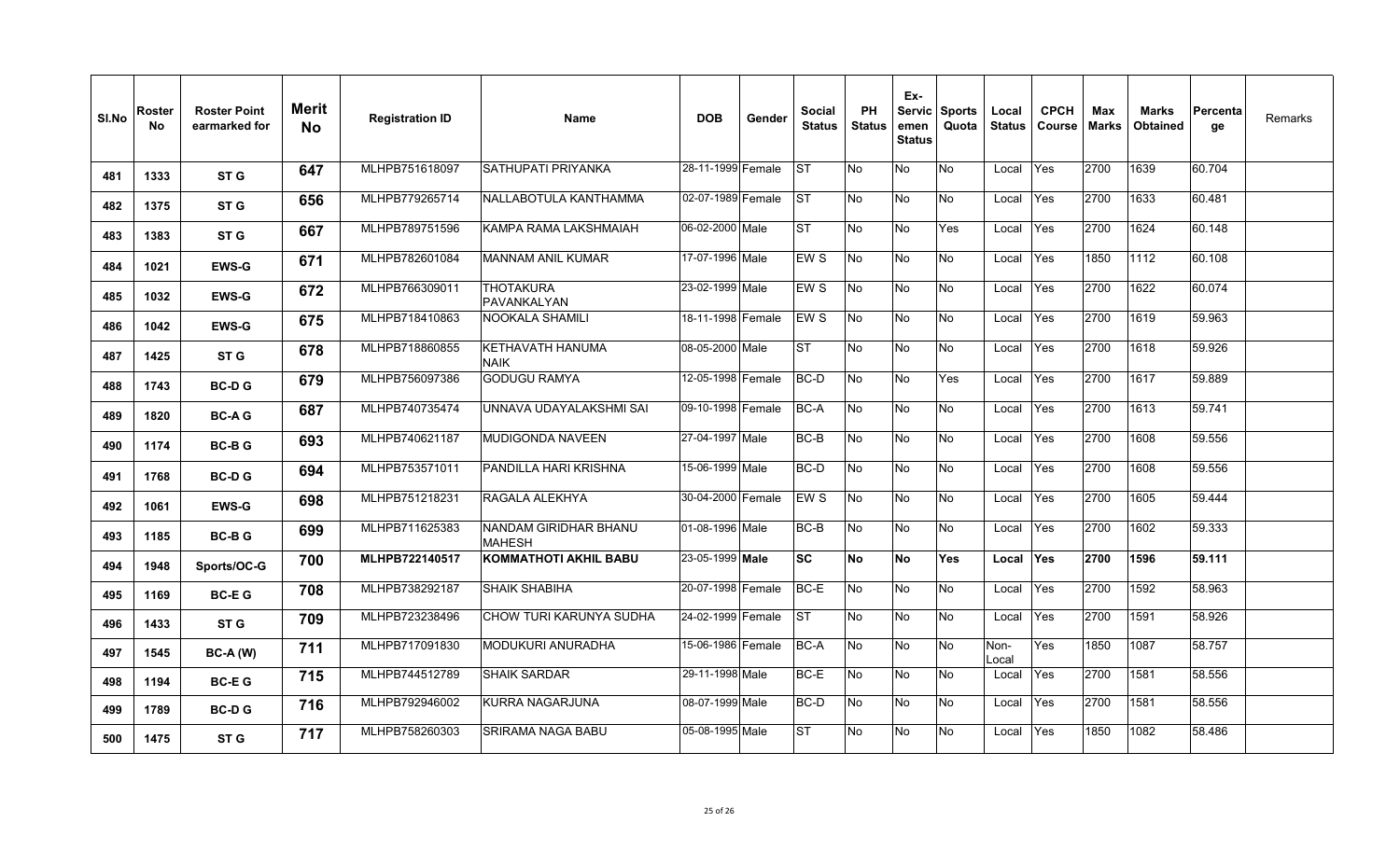| Sl.No | Roster No | Roster Point earmarked for | Merit No | Registration ID | Name | DOB | Gender | Social Status | PH Status | Ex-Servicemen Status | Sports Quota | Local Status | CPCH Course | Max Marks | Marks Obtained | Percentage | Remarks |
|---|---|---|---|---|---|---|---|---|---|---|---|---|---|---|---|---|---|
| 481 | 1333 | ST G | 647 | MLHPB751618097 | SATHUPATI PRIYANKA | 28-11-1999 | Female | ST | No | No | No | Local | Yes | 2700 | 1639 | 60.704 | |
| 482 | 1375 | ST G | 656 | MLHPB779265714 | NALLABOTULA KANTHAMMA | 02-07-1989 | Female | ST | No | No | No | Local | Yes | 2700 | 1633 | 60.481 | |
| 483 | 1383 | ST G | 667 | MLHPB789751596 | KAMPA RAMA LAKSHMAIAH | 06-02-2000 | Male | ST | No | No | Yes | Local | Yes | 2700 | 1624 | 60.148 | |
| 484 | 1021 | EWS-G | 671 | MLHPB782601084 | MANNAM ANIL KUMAR | 17-07-1996 | Male | EW S | No | No | No | Local | Yes | 1850 | 1112 | 60.108 | |
| 485 | 1032 | EWS-G | 672 | MLHPB766309011 | THOTAKURA PAVANKALYAN | 23-02-1999 | Male | EW S | No | No | No | Local | Yes | 2700 | 1622 | 60.074 | |
| 486 | 1042 | EWS-G | 675 | MLHPB718410863 | NOOKALA SHAMILI | 18-11-1998 | Female | EW S | No | No | No | Local | Yes | 2700 | 1619 | 59.963 | |
| 487 | 1425 | ST G | 678 | MLHPB718860855 | KETHAVATH HANUMA NAIK | 08-05-2000 | Male | ST | No | No | No | Local | Yes | 2700 | 1618 | 59.926 | |
| 488 | 1743 | BC-D G | 679 | MLHPB756097386 | GODUGU RAMYA | 12-05-1998 | Female | BC-D | No | No | Yes | Local | Yes | 2700 | 1617 | 59.889 | |
| 489 | 1820 | BC-A G | 687 | MLHPB740735474 | UNNAVA UDAYALAKSHMI SAI | 09-10-1998 | Female | BC-A | No | No | No | Local | Yes | 2700 | 1613 | 59.741 | |
| 490 | 1174 | BC-B G | 693 | MLHPB740621187 | MUDIGONDA NAVEEN | 27-04-1997 | Male | BC-B | No | No | No | Local | Yes | 2700 | 1608 | 59.556 | |
| 491 | 1768 | BC-D G | 694 | MLHPB753571011 | PANDILLA HARI KRISHNA | 15-06-1999 | Male | BC-D | No | No | No | Local | Yes | 2700 | 1608 | 59.556 | |
| 492 | 1061 | EWS-G | 698 | MLHPB751218231 | RAGALA ALEKHYA | 30-04-2000 | Female | EW S | No | No | No | Local | Yes | 2700 | 1605 | 59.444 | |
| 493 | 1185 | BC-B G | 699 | MLHPB711625383 | NANDAM GIRIDHAR BHANU MAHESH | 01-08-1996 | Male | BC-B | No | No | No | Local | Yes | 2700 | 1602 | 59.333 | |
| 494 | 1948 | Sports/OC-G | 700 | **MLHPB722140517** | **KOMMATHOTI AKHIL BABU** | 23-05-1999 | **Male** | **SC** | **No** | **No** | **Yes** | **Local** | **Yes** | **2700** | **1596** | **59.111** | |
| 495 | 1169 | BC-E G | 708 | MLHPB738292187 | SHAIK SHABIHA | 20-07-1998 | Female | BC-E | No | No | No | Local | Yes | 2700 | 1592 | 58.963 | |
| 496 | 1433 | ST G | 709 | MLHPB723238496 | CHOW TURI KARUNYA SUDHA | 24-02-1999 | Female | ST | No | No | No | Local | Yes | 2700 | 1591 | 58.926 | |
| 497 | 1545 | BC-A (W) | 711 | MLHPB717091830 | MODUKURI ANURADHA | 15-06-1986 | Female | BC-A | No | No | No | Non-Local | Yes | 1850 | 1087 | 58.757 | |
| 498 | 1194 | BC-E G | 715 | MLHPB744512789 | SHAIK SARDAR | 29-11-1998 | Male | BC-E | No | No | No | Local | Yes | 2700 | 1581 | 58.556 | |
| 499 | 1789 | BC-D G | 716 | MLHPB792946002 | KURRA NAGARJUNA | 08-07-1999 | Male | BC-D | No | No | No | Local | Yes | 2700 | 1581 | 58.556 | |
| 500 | 1475 | ST G | 717 | MLHPB758260303 | SRIRAMA NAGA BABU | 05-08-1995 | Male | ST | No | No | No | Local | Yes | 1850 | 1082 | 58.486 | |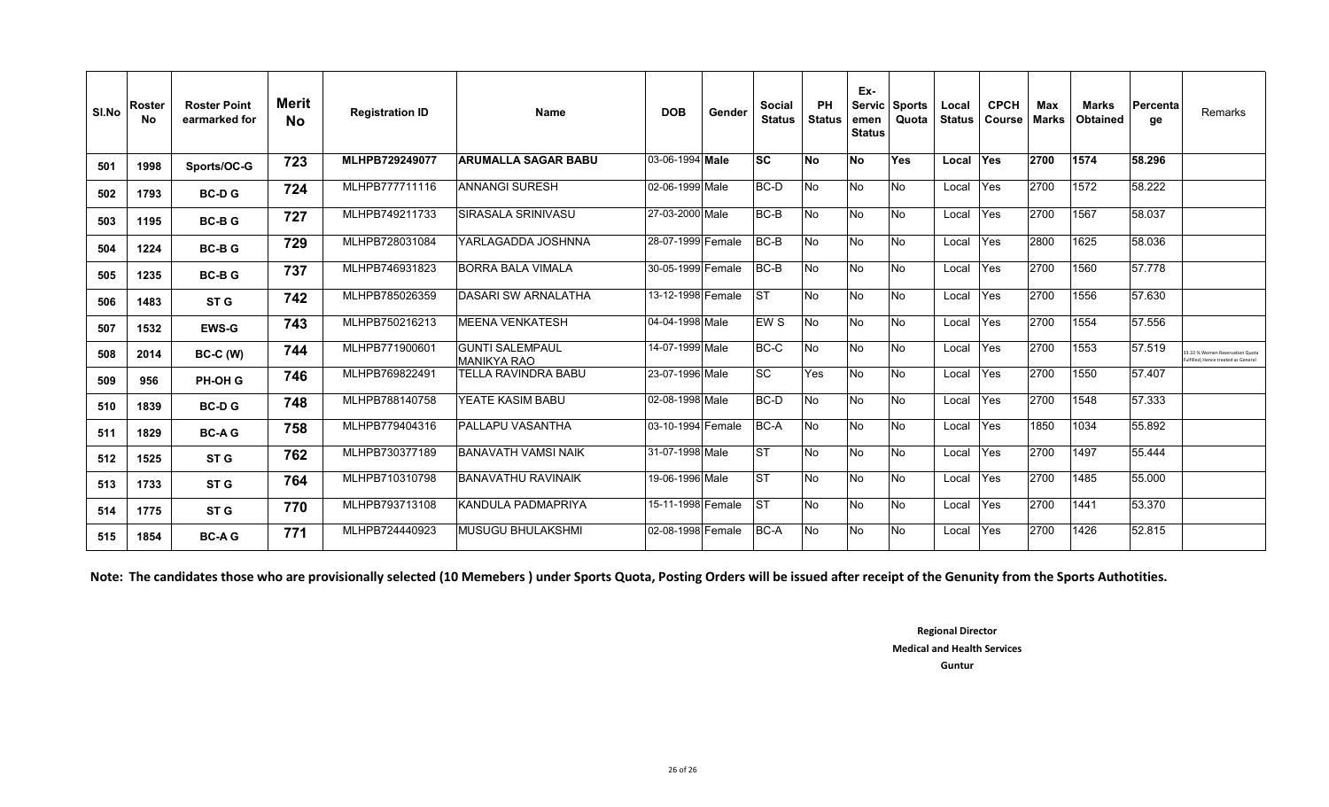| Sl.No | Roster No | Roster Point earmarked for | Merit No | Registration ID | Name | DOB | Gender | Social Status | PH Status | Ex-Servicemen Status | Sports Quota | Local Status | CPCH Course | Max Marks | Marks Obtained | Percentage | Remarks |
|---|---|---|---|---|---|---|---|---|---|---|---|---|---|---|---|---|---|
| 501 | 1998 | Sports/OC-G | 723 | **MLHPB729249077** | **ARUMALLA SAGAR BABU** | 03-06-1994 | **Male** | **SC** | **No** | **No** | **Yes** | **Local** | **Yes** | **2700** | **1574** | **58.296** | |
| 502 | 1793 | BC-D G | 724 | MLHPB777711116 | ANNANGI SURESH | 02-06-1999 | Male | BC-D | No | No | No | Local | Yes | 2700 | 1572 | 58.222 | |
| 503 | 1195 | BC-B G | 727 | MLHPB749211733 | SIRASALA SRINIVASU | 27-03-2000 | Male | BC-B | No | No | No | Local | Yes | 2700 | 1567 | 58.037 | |
| 504 | 1224 | BC-B G | 729 | MLHPB728031084 | YARLAGADDA JOSHNNA | 28-07-1999 | Female | BC-B | No | No | No | Local | Yes | 2800 | 1625 | 58.036 | |
| 505 | 1235 | BC-B G | 737 | MLHPB746931823 | BORRA BALA VIMALA | 30-05-1999 | Female | BC-B | No | No | No | Local | Yes | 2700 | 1560 | 57.778 | |
| 506 | 1483 | ST G | 742 | MLHPB785026359 | DASARI SW ARNALATHA | 13-12-1998 | Female | ST | No | No | No | Local | Yes | 2700 | 1556 | 57.630 | |
| 507 | 1532 | EWS-G | 743 | MLHPB750216213 | MEENA VENKATESH | 04-04-1998 | Male | EW S | No | No | No | Local | Yes | 2700 | 1554 | 57.556 | |
| 508 | 2014 | BC-C (W) | 744 | MLHPB771900601 | GUNTI SALEMPAUL MANIKYA RAO | 14-07-1999 | Male | BC-C | No | No | No | Local | Yes | 2700 | 1553 | 57.519 | 33.33 % Women Reservation Quota Fulfilled, Hence treated as General |
| 509 | 956 | PH-OH G | 746 | MLHPB769822491 | TELLA RAVINDRA BABU | 23-07-1996 | Male | SC | Yes | No | No | Local | Yes | 2700 | 1550 | 57.407 | |
| 510 | 1839 | BC-D G | 748 | MLHPB788140758 | YEATE KASIM BABU | 02-08-1998 | Male | BC-D | No | No | No | Local | Yes | 2700 | 1548 | 57.333 | |
| 511 | 1829 | BC-A G | 758 | MLHPB779404316 | PALLAPU VASANTHA | 03-10-1994 | Female | BC-A | No | No | No | Local | Yes | 1850 | 1034 | 55.892 | |
| 512 | 1525 | ST G | 762 | MLHPB730377189 | BANAVATH VAMSI NAIK | 31-07-1998 | Male | ST | No | No | No | Local | Yes | 2700 | 1497 | 55.444 | |
| 513 | 1733 | ST G | 764 | MLHPB710310798 | BANAVATHU RAVINAIK | 19-06-1996 | Male | ST | No | No | No | Local | Yes | 2700 | 1485 | 55.000 | |
| 514 | 1775 | ST G | 770 | MLHPB793713108 | KANDULA PADMAPRIYA | 15-11-1998 | Female | ST | No | No | No | Local | Yes | 2700 | 1441 | 53.370 | |
| 515 | 1854 | BC-A G | 771 | MLHPB724440923 | MUSUGU BHULAKSHMI | 02-08-1998 | Female | BC-A | No | No | No | Local | Yes | 2700 | 1426 | 52.815 | |

**Note: The candidates those who are provisionally selected (10 Memebers ) under Sports Quota, Posting Orders will be issued after receipt of the Genunity from the Sports Authotities.**

**Regional Director**
**Medical and Health Services**
**Guntur**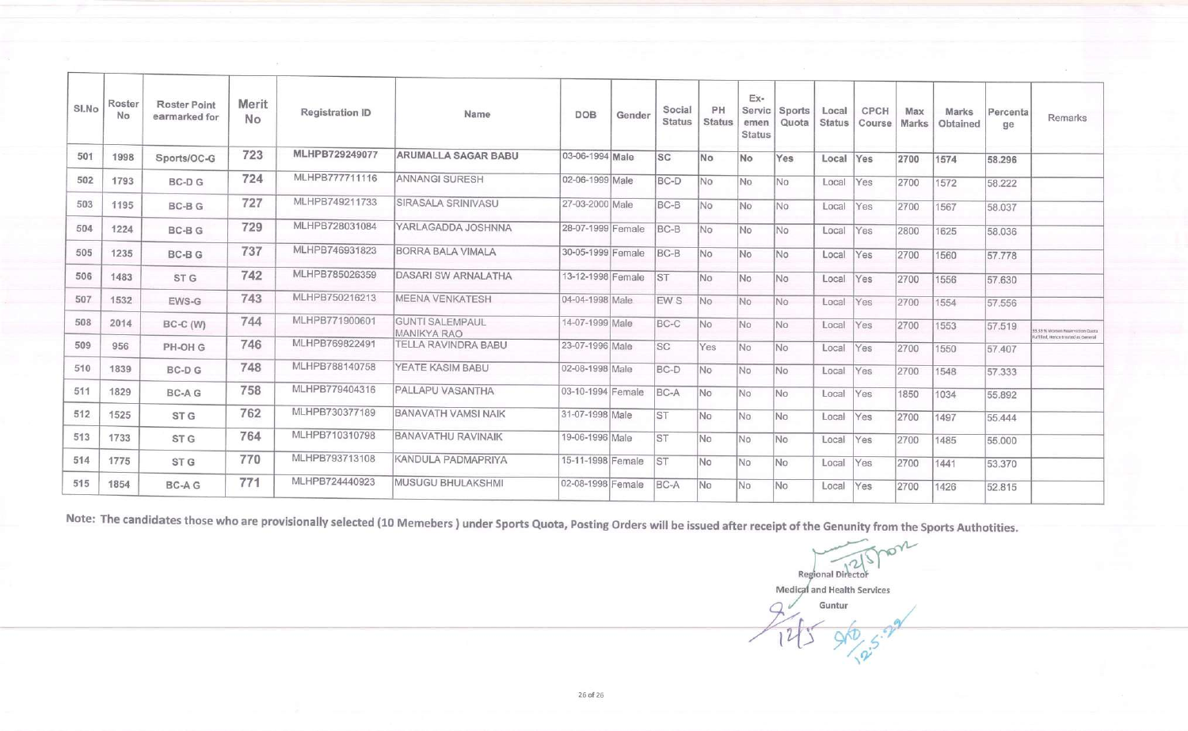| Sl.No | Roster No | Roster Point earmarked for | Merit No | Registration ID | Name | DOB | Gender | Social Status | PH Status | Ex-Servicemen Status | Sports Quota | Local Status | CPCH Course | Max Marks | Marks Obtained | Percentage | Remarks |
|---|---|---|---|---|---|---|---|---|---|---|---|---|---|---|---|---|---|
| 501 | 1998 | Sports/OC-G | 723 | MLHPB729249077 | ARUMALLA SAGAR BABU | 03-06-1994 | Male | SC | No | No | Yes | Local | Yes | 2700 | 1574 | 58.296 | |
| 502 | 1793 | BC-D G | 724 | MLHPB777711116 | ANNANGI SURESH | 02-06-1999 | Male | BC-D | No | No | No | Local | Yes | 2700 | 1572 | 58.222 | |
| 503 | 1195 | BC-B G | 727 | MLHPB749211733 | SIRASALA SRINIVASU | 27-03-2000 | Male | BC-B | No | No | No | Local | Yes | 2700 | 1567 | 58.037 | |
| 504 | 1224 | BC-B G | 729 | MLHPB728031084 | YARLAGADDA JOSHNNA | 28-07-1999 | Female | BC-B | No | No | No | Local | Yes | 2800 | 1625 | 58.036 | |
| 505 | 1235 | BC-B G | 737 | MLHPB746931823 | BORRA BALA VIMALA | 30-05-1999 | Female | BC-B | No | No | No | Local | Yes | 2700 | 1560 | 57.778 | |
| 506 | 1483 | ST G | 742 | MLHPB785026359 | DASARI SW ARNALATHA | 13-12-1998 | Female | ST | No | No | No | Local | Yes | 2700 | 1556 | 57.630 | |
| 507 | 1532 | EWS-G | 743 | MLHPB750216213 | MEENA VENKATESH | 04-04-1998 | Male | EW S | No | No | No | Local | Yes | 2700 | 1554 | 57.556 | |
| 508 | 2014 | BC-C (W) | 744 | MLHPB771900601 | GUNTI SALEMPAUL MANIKYA RAO | 14-07-1999 | Male | BC-C | No | No | No | Local | Yes | 2700 | 1553 | 57.519 | 33.33 % Women Reservation Quota Fulfilled, Hence treated as General |
| 509 | 956 | PH-OH G | 746 | MLHPB769822491 | TELLA RAVINDRA BABU | 23-07-1996 | Male | SC | Yes | No | No | Local | Yes | 2700 | 1550 | 57.407 | |
| 510 | 1839 | BC-D G | 748 | MLHPB788140758 | YEATE KASIM BABU | 02-08-1998 | Male | BC-D | No | No | No | Local | Yes | 2700 | 1548 | 57.333 | |
| 511 | 1829 | BC-A G | 758 | MLHPB779404316 | PALLAPU VASANTHA | 03-10-1994 | Female | BC-A | No | No | No | Local | Yes | 1850 | 1034 | 55.892 | |
| 512 | 1525 | ST G | 762 | MLHPB730377189 | BANAVATH VAMSI NAIK | 31-07-1998 | Male | ST | No | No | No | Local | Yes | 2700 | 1497 | 55.444 | |
| 513 | 1733 | ST G | 764 | MLHPB710310798 | BANAVATHU RAVINAIK | 19-06-1996 | Male | ST | No | No | No | Local | Yes | 2700 | 1485 | 55.000 | |
| 514 | 1775 | ST G | 770 | MLHPB793713108 | KANDULA PADMAPRIYA | 15-11-1998 | Female | ST | No | No | No | Local | Yes | 2700 | 1441 | 53.370 | |
| 515 | 1854 | BC-A G | 771 | MLHPB724440923 | MUSUGU BHULAKSHMI | 02-08-1998 | Female | BC-A | No | No | No | Local | Yes | 2700 | 1426 | 52.815 | |

**Note: The candidates those who are provisionally selected (10 Memebers ) under Sports Quota, Posting Orders will be issued after receipt of the Genunity from the Sports Authotities.**

12/5/2022

Regional Director
Medical and Health Services
Guntur

12/5 12.5.22